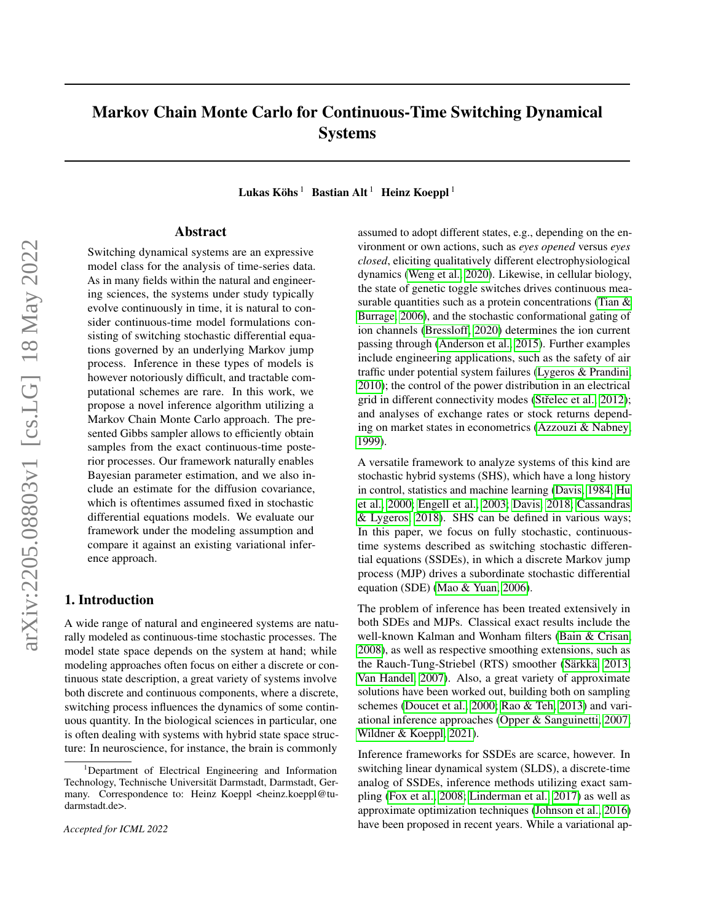# Markov Chain Monte Carlo for Continuous-Time Switching Dynamical Systems

**Lukas Köhs** [1] **Bastian Alt** [1] **Heinz Koeppl** [1]

## Abstract

Switching dynamical systems are an expressive model class for the analysis of time-series data. As in many fields within the natural and engineering sciences, the systems under study typically evolve continuously in time, it is natural to consider continuous-time model formulations consisting of switching stochastic differential equations governed by an underlying Markov jump process. Inference in these types of models is however notoriously difficult, and tractable computational schemes are rare. In this work, we propose a novel inference algorithm utilizing a Markov Chain Monte Carlo approach. The presented Gibbs sampler allows to efficiently obtain samples from the exact continuous-time posterior processes. Our framework naturally enables Bayesian parameter estimation, and we also include an estimate for the diffusion covariance, which is oftentimes assumed fixed in stochastic differential equations models. We evaluate our framework under the modeling assumption and compare it against an existing variational inference approach.

## 1. Introduction

A wide range of natural and engineered systems are naturally modeled as continuous-time stochastic processes. The model state space depends on the system at hand; while modeling approaches often focus on either a discrete or continuous state description, a great variety of systems involve both discrete and continuous components, where a discrete, switching process influences the dynamics of some continuous quantity. In the biological sciences in particular, one is often dealing with systems with hybrid state space structure: In neuroscience, for instance, the brain is commonly assumed to adopt different states, e.g., depending on the environment or own actions, such as *eyes opened* versus *eyes closed*, eliciting qualitatively different electrophysiological dynamics (Weng et al., 2020). Likewise, in cellular biology, the state of genetic toggle switches drives continuous measurable quantities such as a protein concentrations (Tian & Burrage, 2006), and the stochastic conformational gating of ion channels (Bressloff, 2020) determines the ion current passing through (Anderson et al., 2015). Further examples include engineering applications, such as the safety of air traffic under potential system failures (Lygeros & Prandini, 2010); the control of the power distribution in an electrical grid in different connectivity modes (Střelec et al., 2012); and analyses of exchange rates or stock returns depending on market states in econometrics (Azzouzi & Nabney, 1999).

A versatile framework to analyze systems of this kind are stochastic hybrid systems (SHS), which have a long history in control, statistics and machine learning (Davis, 1984; Hu et al., 2000; Engell et al., 2003; Davis, 2018; Cassandras & Lygeros, 2018). SHS can be defined in various ways; In this paper, we focus on fully stochastic, continuous-time systems described as switching stochastic differential equations (SSDEs), in which a discrete Markov jump process (MJP) drives a subordinate stochastic differential equation (SDE) (Mao & Yuan, 2006).

The problem of inference has been treated extensively in both SDEs and MJPs. Classical exact results include the well-known Kalman and Wonham filters (Bain & Crisan, 2008), as well as respective smoothing extensions, such as the Rauch-Tung-Striebel (RTS) smoother (Särkkä, 2013; Van Handel, 2007). Also, a great variety of approximate solutions have been worked out, building both on sampling schemes (Doucet et al., 2000; Rao & Teh, 2013) and variational inference approaches (Opper & Sanguinetti, 2007; Wildner & Koeppl, 2021).

Inference frameworks for SSDEs are scarce, however. In switching linear dynamical system (SLDS), a discrete-time analog of SSDEs, inference methods utilizing exact sampling (Fox et al., 2008; Linderman et al., 2017) as well as approximate optimization techniques (Johnson et al., 2016) have been proposed in recent years. While a variational ap-

[1]Department of Electrical Engineering and Information Technology, Technische Universität Darmstadt, Darmstadt, Germany. Correspondence to: Heinz Koeppl <heinz.koeppl@tu-darmstadt.de>.

*Accepted for ICML 2022*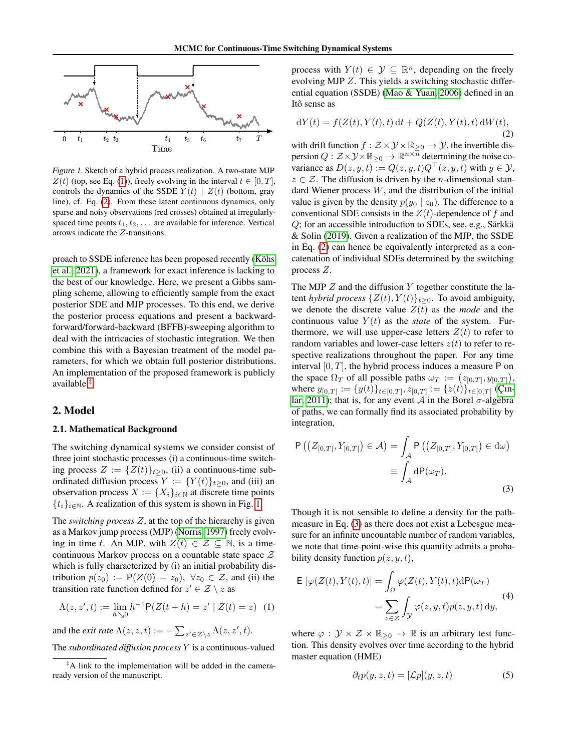Figure 1. Sketch of a hybrid process realization. A two-state MJP $Z(t)$ (top, see Eq. (1)), freely evolving in the interval $t \in [0, T]$, controls the dynamics of the SSDE $Y(t) \mid Z(t)$ (bottom, gray line), cf. Eq. (2). From these latent continuous dynamics, only sparse and noisy observations (red crosses) obtained at irregularly-spaced time points $t_1, t_2, \dots$ are available for inference. Vertical arrows indicate the $Z$-transitions.

proach to SSDE inference has been proposed recently (Köhs et al., 2021), a framework for exact inference is lacking to the best of our knowledge. Here, we present a Gibbs sampling scheme, allowing to efficiently sample from the exact posterior SDE and MJP processes. To this end, we derive the posterior process equations and present a backward-forward/forward-backward (BFFB)-sweeping algorithm to deal with the intricacies of stochastic integration. We then combine this with a Bayesian treatment of the model parameters, for which we obtain full posterior distributions. An implementation of the proposed framework is publicly available.[‡]

## 2. Model

### 2.1. Mathematical Background

The switching dynamical systems we consider consist of three joint stochastic processes (i) a continuous-time switching process $Z := \{Z(t)\}_{t \geq 0}$, (ii) a continuous-time subordinated diffusion process $Y := \{Y(t)\}_{t \geq 0}$, and (iii) an observation process $X := \{X_i\}_{i \in \mathbb{N}}$ at discrete time points $\{t_i\}_{i \in \mathbb{N}}$. A realization of this system is shown in Fig. 1.

The *switching process* $Z$, at the top of the hierarchy is given as a Markov jump process (MJP) (Norris, 1997) freely evolving in time $t$. An MJP, with $Z(t) \in \mathcal{Z} \subseteq \mathbb{N}$, is a time-continuous Markov process on a countable state space $\mathcal{Z}$ which is fully characterized by (i) an initial probability distribution $p(z_0) := \mathsf{P}(Z(0) = z_0),\ \forall z_0 \in \mathcal{Z}$, and (ii) the transition rate function defined for $z' \in \mathcal{Z} \setminus z$ as

$$\Lambda(z, z', t) := \lim_{h \searrow 0} h^{-1} \mathsf{P}(Z(t+h) = z' \mid Z(t) = z) \quad (1)$$

and the *exit rate* $\Lambda(z, z, t) := -\sum_{z' \in \mathcal{Z} \setminus z} \Lambda(z, z', t)$.

The *subordinated diffusion process* $Y$ is a continuous-valued process with $Y(t) \in \mathcal{Y} \subseteq \mathbb{R}^n$, depending on the freely evolving MJP $Z$. This yields a switching stochastic differential equation (SSDE) (Mao & Yuan, 2006) defined in an Itô sense as

$$\mathrm{d}Y(t) = f(Z(t), Y(t), t)\,\mathrm{d}t + Q(Z(t), Y(t), t)\,\mathrm{d}W(t), \quad (2)$$

with drift function $f : \mathcal{Z} \times \mathcal{Y} \times \mathbb{R}_{\geq 0} \to \mathcal{Y}$, the invertible dispersion $Q : \mathcal{Z} \times \mathcal{Y} \times \mathbb{R}_{\geq 0} \to \mathbb{R}^{n \times n}$ determining the noise covariance as $D(z, y, t) := Q(z, y, t) Q^\top(z, y, t)$ with $y \in \mathcal{Y}$, $z \in \mathcal{Z}$. The diffusion is driven by the $n$-dimensional standard Wiener process $W$, and the distribution of the initial value is given by the density $p(y_0 \mid z_0)$. The difference to a conventional SDE consists in the $Z(t)$-dependence of $f$ and $Q$; for an accessible introduction to SDEs, see, e.g., Särkkä & Solin (2019). Given a realization of the MJP, the SSDE in Eq. (2) can hence be equivalently interpreted as a concatenation of individual SDEs determined by the switching process $Z$.

The MJP $Z$ and the diffusion $Y$ together constitute the latent *hybrid process* $\{Z(t), Y(t)\}_{t \geq 0}$. To avoid ambiguity, we denote the discrete value $Z(t)$ as the *mode* and the continuous value $Y(t)$ as the *state* of the system. Furthermore, we will use upper-case letters $Z(t)$ to refer to random variables and lower-case letters $z(t)$ to refer to respective realizations throughout the paper. For any time interval $[0, T]$, the hybrid process induces a measure $\mathsf{P}$ on the space $\Omega_T$ of all possible paths $\omega_T := \left(z_{[0,T]}, y_{[0,T]}\right)$, where $y_{[0,T]} := \{y(t)\}_{t \in [0,T]}$, $z_{[0,T]} := \{z(t)\}_{t \in [0,T]}$ (Çinlar, 2011); that is, for any event $\mathcal{A}$ in the Borel $\sigma$-algebra of paths, we can formally find its associated probability by integration,

$$\begin{aligned} \mathsf{P}\left(\left(Z_{[0,T]}, Y_{[0,T]}\right) \in \mathcal{A}\right) &= \int_{\mathcal{A}} \mathsf{P}\left(\left(Z_{[0,T]}, Y_{[0,T]}\right) \in \mathrm{d}\omega\right) \\ &\equiv \int_{\mathcal{A}} \mathrm{d}\mathsf{P}(\omega_T). \end{aligned} \quad (3)$$

Though it is not sensible to define a density for the path-measure in Eq. (3) as there does not exist a Lebesgue measure for an infinite uncountable number of random variables, we note that time-point-wise this quantity admits a probability density function $p(z, y, t)$,

$$\begin{aligned} \mathsf{E}\left[\varphi(Z(t), Y(t), t)\right] &= \int_{\Omega} \varphi(Z(t), Y(t), t) \mathrm{d}\mathsf{P}(\omega_T) \\ &= \sum_{z \in \mathcal{Z}} \int_{\mathcal{Y}} \varphi(z, y, t) p(z, y, t)\, \mathrm{d}y, \end{aligned} \quad (4)$$

where $\varphi : \mathcal{Y} \times \mathcal{Z} \times \mathbb{R}_{\geq 0} \to \mathbb{R}$ is an arbitrary test function. This density evolves over time according to the hybrid master equation (HME)

$$\partial_t p(y, z, t) = [\mathcal{L}p](y, z, t) \quad (5)$$

[‡]A link to the implementation will be added in the camera-ready version of the manuscript.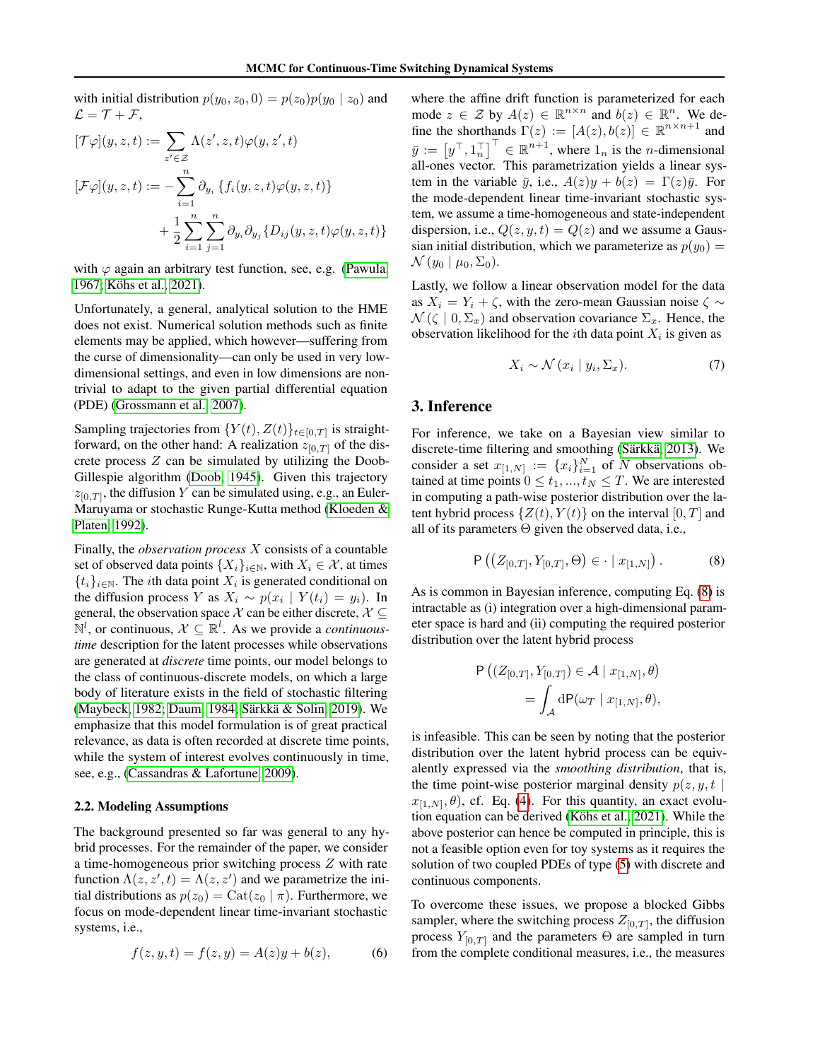with initial distribution $p(y_0, z_0, 0) = p(z_0)p(y_0 \mid z_0)$ and $\mathcal{L} = \mathcal{T} + \mathcal{F}$,

$$
\begin{aligned}
[\mathcal{T}\varphi](y, z, t) &:= \sum_{z' \in \mathcal{Z}} \Lambda(z', z, t)\varphi(y, z', t) \\
[\mathcal{F}\varphi](y, z, t) &:= -\sum_{i=1}^{n} \partial_{y_i} \{f_i(y, z, t)\varphi(y, z, t)\} \\
&\quad + \frac{1}{2}\sum_{i=1}^{n}\sum_{j=1}^{n} \partial_{y_i}\partial_{y_j}\{D_{ij}(y, z, t)\varphi(y, z, t)\}
\end{aligned}
$$

with $\varphi$ again an arbitrary test function, see, e.g. (Pawula, 1967; Köhs et al., 2021).

Unfortunately, a general, analytical solution to the HME does not exist. Numerical solution methods such as finite elements may be applied, which however—suffering from the curse of dimensionality—can only be used in very low-dimensional settings, and even in low dimensions are non-trivial to adapt to the given partial differential equation (PDE) (Grossmann et al., 2007).

Sampling trajectories from $\{Y(t), Z(t)\}_{t \in [0,T]}$ is straightforward, on the other hand: A realization $z_{[0,T]}$ of the discrete process $Z$ can be simulated by utilizing the Doob-Gillespie algorithm (Doob, 1945). Given this trajectory $z_{[0,T]}$, the diffusion $Y$ can be simulated using, e.g., an Euler-Maruyama or stochastic Runge-Kutta method (Kloeden & Platen, 1992).

Finally, the *observation process* $X$ consists of a countable set of observed data points $\{X_i\}_{i \in \mathbb{N}}$, with $X_i \in \mathcal{X}$, at times $\{t_i\}_{i \in \mathbb{N}}$. The $i$th data point $X_i$ is generated conditional on the diffusion process $Y$ as $X_i \sim p(x_i \mid Y(t_i) = y_i)$. In general, the observation space $\mathcal{X}$ can be either discrete, $\mathcal{X} \subseteq \mathbb{N}^l$, or continuous, $\mathcal{X} \subseteq \mathbb{R}^l$. As we provide a *continuous-time* description for the latent processes while observations are generated at *discrete* time points, our model belongs to the class of continuous-discrete models, on which a large body of literature exists in the field of stochastic filtering (Maybeck, 1982; Daum, 1984; Särkkä & Solin, 2019). We emphasize that this model formulation is of great practical relevance, as data is often recorded at discrete time points, while the system of interest evolves continuously in time, see, e.g., (Cassandras & Lafortune, 2009).

### 2.2. Modeling Assumptions

The background presented so far was general to any hybrid processes. For the remainder of the paper, we consider a time-homogeneous prior switching process $Z$ with rate function $\Lambda(z, z', t) = \Lambda(z, z')$ and we parametrize the initial distributions as $p(z_0) = \mathrm{Cat}(z_0 \mid \pi)$. Furthermore, we focus on mode-dependent linear time-invariant stochastic systems, i.e.,

$$f(z, y, t) = f(z, y) = A(z)y + b(z), \tag{6}$$

where the affine drift function is parameterized for each mode $z \in \mathcal{Z}$ by $A(z) \in \mathbb{R}^{n \times n}$ and $b(z) \in \mathbb{R}^n$. We define the shorthands $\Gamma(z) := [A(z), b(z)] \in \mathbb{R}^{n \times n+1}$ and $\bar{y} := \left[y^\top, 1_n^\top\right]^\top \in \mathbb{R}^{n+1}$, where $1_n$ is the $n$-dimensional all-ones vector. This parametrization yields a linear system in the variable $\bar{y}$, i.e., $A(z)y + b(z) = \Gamma(z)\bar{y}$. For the mode-dependent linear time-invariant stochastic system, we assume a time-homogeneous and state-independent dispersion, i.e., $Q(z, y, t) = Q(z)$ and we assume a Gaussian initial distribution, which we parameterize as $p(y_0) = \mathcal{N}(y_0 \mid \mu_0, \Sigma_0)$.

Lastly, we follow a linear observation model for the data as $X_i = Y_i + \zeta$, with the zero-mean Gaussian noise $\zeta \sim \mathcal{N}(\zeta \mid 0, \Sigma_x)$ and observation covariance $\Sigma_x$. Hence, the observation likelihood for the $i$th data point $X_i$ is given as

$$X_i \sim \mathcal{N}(x_i \mid y_i, \Sigma_x). \tag{7}$$

## 3. Inference

For inference, we take on a Bayesian view similar to discrete-time filtering and smoothing (Särkkä, 2013). We consider a set $x_{[1,N]} := \{x_i\}_{i=1}^N$ of $N$ observations obtained at time points $0 \leq t_1, ..., t_N \leq T$. We are interested in computing a path-wise posterior distribution over the latent hybrid process $\{Z(t), Y(t)\}$ on the interval $[0, T]$ and all of its parameters $\Theta$ given the observed data, i.e.,

$$\mathsf{P}\left((Z_{[0,T]}, Y_{[0,T]}, \Theta) \in \cdot \mid x_{[1,N]}\right). \tag{8}$$

As is common in Bayesian inference, computing Eq. (8) is intractable as (i) integration over a high-dimensional parameter space is hard and (ii) computing the required posterior distribution over the latent hybrid process

$$
\begin{aligned}
&\mathsf{P}\left((Z_{[0,T]}, Y_{[0,T]}) \in \mathcal{A} \mid x_{[1,N]}, \theta\right) \\
&\quad = \int_{\mathcal{A}} \mathrm{d}\mathsf{P}(\omega_T \mid x_{[1,N]}, \theta),
\end{aligned}
$$

is infeasible. This can be seen by noting that the posterior distribution over the latent hybrid process can be equivalently expressed via the *smoothing distribution*, that is, the time point-wise posterior marginal density $p(z, y, t \mid x_{[1,N]}, \theta)$, cf. Eq. (4). For this quantity, an exact evolution equation can be derived (Köhs et al., 2021). While the above posterior can hence be computed in principle, this is not a feasible option even for toy systems as it requires the solution of two coupled PDEs of type (5) with discrete and continuous components.

To overcome these issues, we propose a blocked Gibbs sampler, where the switching process $Z_{[0,T]}$, the diffusion process $Y_{[0,T]}$ and the parameters $\Theta$ are sampled in turn from the complete conditional measures, i.e., the measures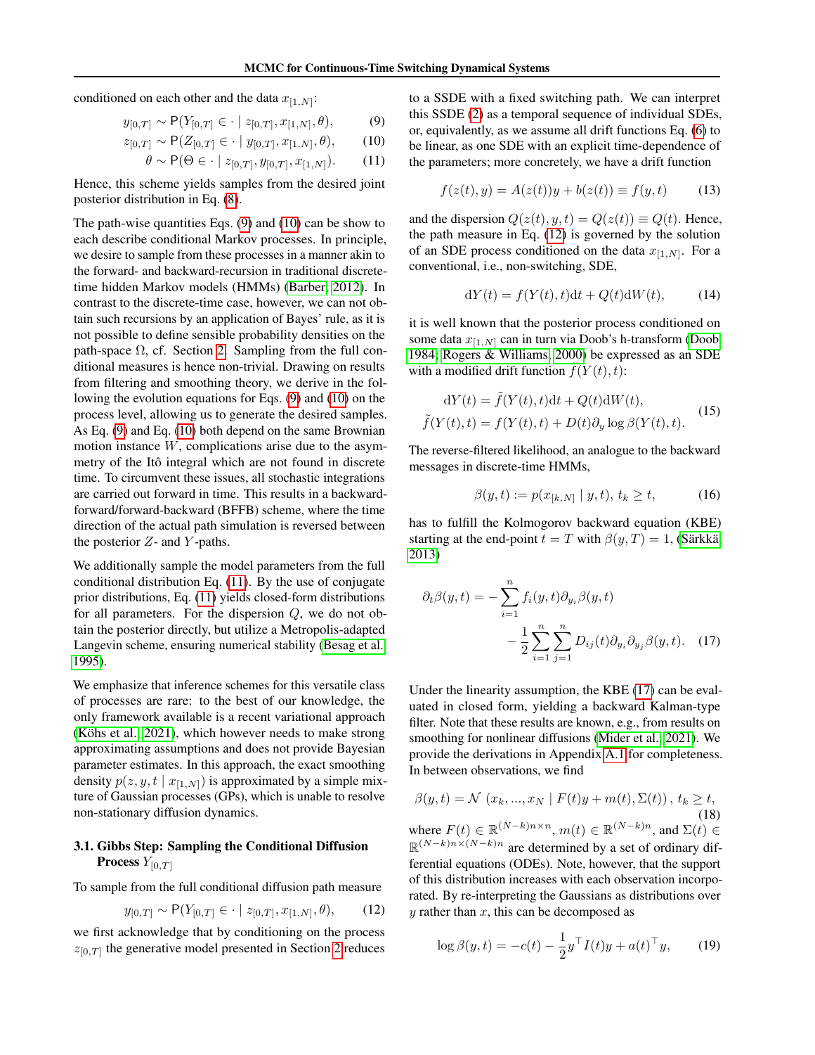conditioned on each other and the data $x_{[1,N]}$:

$$y_{[0,T]} \sim \mathsf{P}(Y_{[0,T]} \in \cdot \mid z_{[0,T]}, x_{[1,N]}, \theta), \tag{9}$$
$$z_{[0,T]} \sim \mathsf{P}(Z_{[0,T]} \in \cdot \mid y_{[0,T]}, x_{[1,N]}, \theta), \tag{10}$$
$$\theta \sim \mathsf{P}(\Theta \in \cdot \mid z_{[0,T]}, y_{[0,T]}, x_{[1,N]}). \tag{11}$$

Hence, this scheme yields samples from the desired joint posterior distribution in Eq. (8).

The path-wise quantities Eqs. (9) and (10) can be show to each describe conditional Markov processes. In principle, we desire to sample from these processes in a manner akin to the forward- and backward-recursion in traditional discrete-time hidden Markov models (HMMs) (Barber, 2012). In contrast to the discrete-time case, however, we can not obtain such recursions by an application of Bayes' rule, as it is not possible to define sensible probability densities on the path-space $\Omega$, cf. Section 2. Sampling from the full conditional measures is hence non-trivial. Drawing on results from filtering and smoothing theory, we derive in the following the evolution equations for Eqs. (9) and (10) on the process level, allowing us to generate the desired samples. As Eq. (9) and Eq. (10) both depend on the same Brownian motion instance $W$, complications arise due to the asymmetry of the Itô integral which are not found in discrete time. To circumvent these issues, all stochastic integrations are carried out forward in time. This results in a backward-forward/forward-backward (BFFB) scheme, where the time direction of the actual path simulation is reversed between the posterior $Z$- and $Y$-paths.

We additionally sample the model parameters from the full conditional distribution Eq. (11). By the use of conjugate prior distributions, Eq. (11) yields closed-form distributions for all parameters. For the dispersion $Q$, we do not obtain the posterior directly, but utilize a Metropolis-adapted Langevin scheme, ensuring numerical stability (Besag et al., 1995).

We emphasize that inference schemes for this versatile class of processes are rare: to the best of our knowledge, the only framework available is a recent variational approach (Köhs et al., 2021), which however needs to make strong approximating assumptions and does not provide Bayesian parameter estimates. In this approach, the exact smoothing density $p(z, y, t \mid x_{[1,N]})$ is approximated by a simple mixture of Gaussian processes (GPs), which is unable to resolve non-stationary diffusion dynamics.

### 3.1. Gibbs Step: Sampling the Conditional Diffusion Process $Y_{[0,T]}$

To sample from the full conditional diffusion path measure

$$y_{[0,T]} \sim \mathsf{P}(Y_{[0,T]} \in \cdot \mid z_{[0,T]}, x_{[1,N]}, \theta), \tag{12}$$

we first acknowledge that by conditioning on the process $z_{[0,T]}$ the generative model presented in Section 2 reduces to a SSDE with a fixed switching path. We can interpret this SSDE (2) as a temporal sequence of individual SDEs, or, equivalently, as we assume all drift functions Eq. (6) to be linear, as one SDE with an explicit time-dependence of the parameters; more concretely, we have a drift function

$$f(z(t), y) = A(z(t))y + b(z(t)) \equiv f(y, t) \tag{13}$$

and the dispersion $Q(z(t), y, t) = Q(z(t)) \equiv Q(t)$. Hence, the path measure in Eq. (12) is governed by the solution of an SDE process conditioned on the data $x_{[1,N]}$. For a conventional, i.e., non-switching, SDE,

$$\mathrm{d}Y(t) = f(Y(t), t)\mathrm{d}t + Q(t)\mathrm{d}W(t), \tag{14}$$

it is well known that the posterior process conditioned on some data $x_{[1,N]}$ can in turn via Doob's h-transform (Doob, 1984; Rogers & Williams, 2000) be expressed as an SDE with a modified drift function $\tilde{f}(Y(t), t)$:

$$\begin{aligned} \mathrm{d}Y(t) &= \tilde{f}(Y(t), t)\mathrm{d}t + Q(t)\mathrm{d}W(t), \\ \tilde{f}(Y(t), t) &= f(Y(t), t) + D(t)\partial_y \log \beta(Y(t), t). \end{aligned} \tag{15}$$

The reverse-filtered likelihood, an analogue to the backward messages in discrete-time HMMs,

$$\beta(y, t) := p(x_{[k,N]} \mid y, t),\ t_k \geq t, \tag{16}$$

has to fulfill the Kolmogorov backward equation (KBE) starting at the end-point $t = T$ with $\beta(y, T) = 1$, (Särkkä, 2013)

$$\begin{aligned} \partial_t \beta(y, t) = &- \sum_{i=1}^{n} f_i(y, t) \partial_{y_i} \beta(y, t) \\ &- \frac{1}{2} \sum_{i=1}^{n} \sum_{j=1}^{n} D_{ij}(t) \partial_{y_i} \partial_{y_j} \beta(y, t). \end{aligned} \tag{17}$$

Under the linearity assumption, the KBE (17) can be evaluated in closed form, yielding a backward Kalman-type filter. Note that these results are known, e.g., from results on smoothing for nonlinear diffusions (Mider et al., 2021). We provide the derivations in Appendix A.1 for completeness. In between observations, we find

$$\beta(y, t) = \mathcal{N}\left(x_k, \ldots, x_N \mid F(t)y + m(t), \Sigma(t)\right),\ t_k \geq t, \tag{18}$$

where $F(t) \in \mathbb{R}^{(N-k)n \times n}$, $m(t) \in \mathbb{R}^{(N-k)n}$, and $\Sigma(t) \in \mathbb{R}^{(N-k)n \times (N-k)n}$ are determined by a set of ordinary differential equations (ODEs). Note, however, that the support of this distribution increases with each observation incorporated. By re-interpreting the Gaussians as distributions over $y$ rather than $x$, this can be decomposed as

$$\log \beta(y, t) = -c(t) - \frac{1}{2} y^\top I(t) y + a(t)^\top y, \tag{19}$$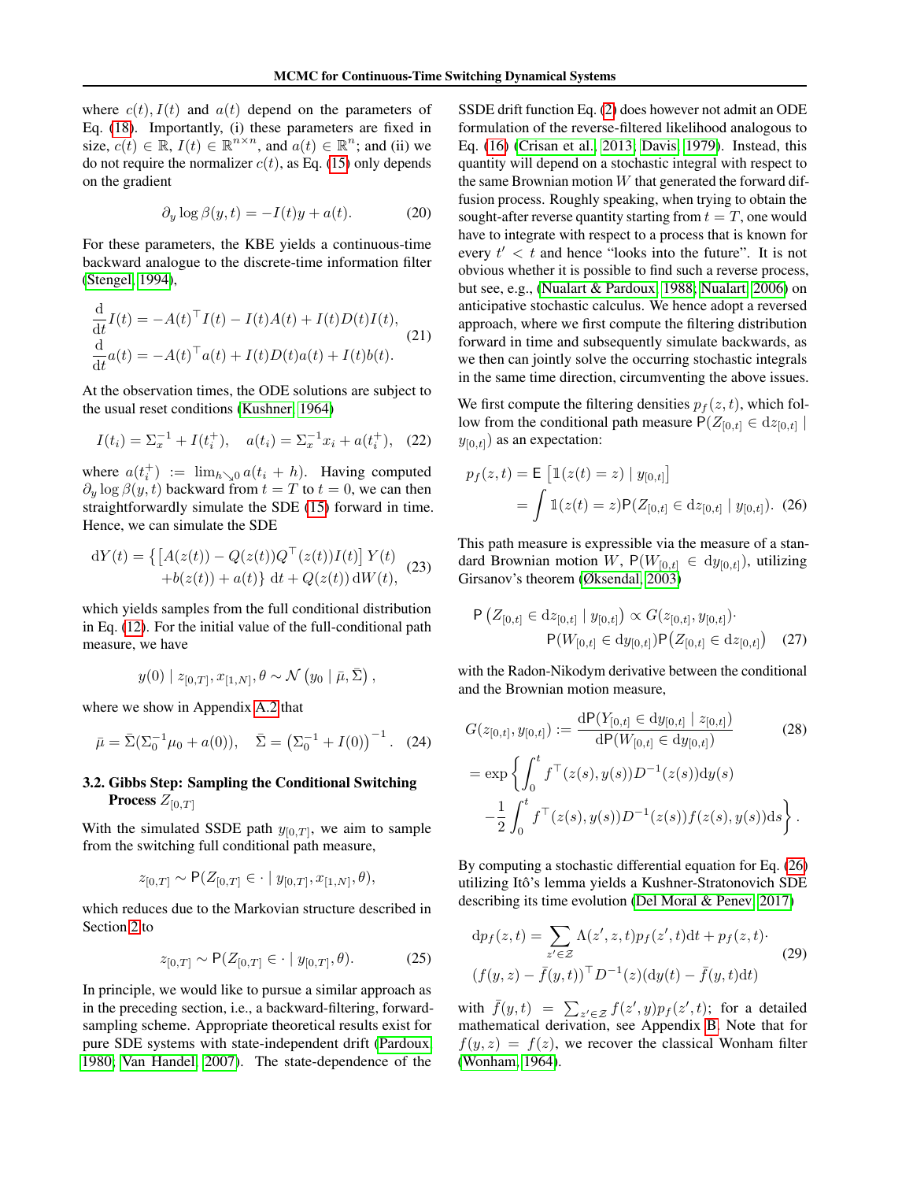where $c(t), I(t)$ and $a(t)$ depend on the parameters of Eq. (18). Importantly, (i) these parameters are fixed in size, $c(t) \in \mathbb{R}$, $I(t) \in \mathbb{R}^{n \times n}$, and $a(t) \in \mathbb{R}^n$; and (ii) we do not require the normalizer $c(t)$, as Eq. (15) only depends on the gradient

$$\partial_y \log \beta(y,t) = -I(t)y + a(t). \tag{20}$$

For these parameters, the KBE yields a continuous-time backward analogue to the discrete-time information filter (Stengel, 1994),

$$\begin{aligned}
\frac{\mathrm{d}}{\mathrm{d}t} I(t) &= -A(t)^\top I(t) - I(t)A(t) + I(t)D(t)I(t), \\
\frac{\mathrm{d}}{\mathrm{d}t} a(t) &= -A(t)^\top a(t) + I(t)D(t)a(t) + I(t)b(t).
\end{aligned} \tag{21}$$

At the observation times, the ODE solutions are subject to the usual reset conditions (Kushner, 1964)

$$I(t_i) = \Sigma_x^{-1} + I(t_i^+), \quad a(t_i) = \Sigma_x^{-1} x_i + a(t_i^+), \tag{22}$$

where $a(t_i^+) := \lim_{h \searrow 0} a(t_i + h)$. Having computed $\partial_y \log \beta(y,t)$ backward from $t = T$ to $t = 0$, we can then straightforwardly simulate the SDE (15) forward in time. Hence, we can simulate the SDE

$$\begin{aligned}
\mathrm{d}Y(t) = \big\{ &\left[ A(z(t)) - Q(z(t))Q^\top(z(t))I(t) \right] Y(t) \\
&+ b(z(t)) + a(t) \big\} \, \mathrm{d}t + Q(z(t)) \, \mathrm{d}W(t),
\end{aligned} \tag{23}$$

which yields samples from the full conditional distribution in Eq. (12). For the initial value of the full-conditional path measure, we have

$$y(0) \mid z_{[0,T]}, x_{[1,N]}, \theta \sim \mathcal{N}\left(y_0 \mid \bar{\mu}, \bar{\Sigma}\right),$$

where we show in Appendix A.2 that

$$\bar{\mu} = \bar{\Sigma}(\Sigma_0^{-1}\mu_0 + a(0)), \quad \bar{\Sigma} = \left(\Sigma_0^{-1} + I(0)\right)^{-1}. \tag{24}$$

### 3.2. Gibbs Step: Sampling the Conditional Switching Process $Z_{[0,T]}$

With the simulated SSDE path $y_{[0,T]}$, we aim to sample from the switching full conditional path measure,

$$z_{[0,T]} \sim \mathsf{P}(Z_{[0,T]} \in \cdot \mid y_{[0,T]}, x_{[1,N]}, \theta),$$

which reduces due to the Markovian structure described in Section 2 to

$$z_{[0,T]} \sim \mathsf{P}(Z_{[0,T]} \in \cdot \mid y_{[0,T]}, \theta). \tag{25}$$

In principle, we would like to pursue a similar approach as in the preceding section, i.e., a backward-filtering, forward-sampling scheme. Appropriate theoretical results exist for pure SDE systems with state-independent drift (Pardoux, 1980; Van Handel, 2007). The state-dependence of the SSDE drift function Eq. (2) does however not admit an ODE formulation of the reverse-filtered likelihood analogous to Eq. (16) (Crisan et al., 2013; Davis, 1979). Instead, this quantity will depend on a stochastic integral with respect to the same Brownian motion $W$ that generated the forward diffusion process. Roughly speaking, when trying to obtain the sought-after reverse quantity starting from $t = T$, one would have to integrate with respect to a process that is known for every $t' < t$ and hence "looks into the future". It is not obvious whether it is possible to find such a reverse process, but see, e.g., (Nualart & Pardoux, 1988; Nualart, 2006) on anticipative stochastic calculus. We hence adopt a reversed approach, where we first compute the filtering distribution forward in time and subsequently simulate backwards, as we then can jointly solve the occurring stochastic integrals in the same time direction, circumventing the above issues.

We first compute the filtering densities $p_f(z,t)$, which follow from the conditional path measure $\mathsf{P}(Z_{[0,t]} \in \mathrm{d}z_{[0,t]} \mid y_{[0,t]})$ as an expectation:

$$\begin{aligned}
p_f(z,t) &= \mathsf{E}\left[\mathbb{1}(z(t) = z) \mid y_{[0,t]}\right] \\
&= \int \mathbb{1}(z(t) = z) \mathsf{P}(Z_{[0,t]} \in \mathrm{d}z_{[0,t]} \mid y_{[0,t]}).
\end{aligned} \tag{26}$$

This path measure is expressible via the measure of a standard Brownian motion $W$, $\mathsf{P}(W_{[0,t]} \in \mathrm{d}y_{[0,t]})$, utilizing Girsanov's theorem (Øksendal, 2003)

$$\begin{aligned}
\mathsf{P}\left(Z_{[0,t]} \in \mathrm{d}z_{[0,t]} \mid y_{[0,t]}\right) \propto\ & G(z_{[0,t]}, y_{[0,t]}) \cdot \\
& \mathsf{P}(W_{[0,t]} \in \mathrm{d}y_{[0,t]}) \mathsf{P}\left(Z_{[0,t]} \in \mathrm{d}z_{[0,t]}\right)
\end{aligned} \tag{27}$$

with the Radon-Nikodym derivative between the conditional and the Brownian motion measure,

$$\begin{aligned}
G(z_{[0,t]}, y_{[0,t]}) &:= \frac{\mathrm{d}\mathsf{P}(Y_{[0,t]} \in \mathrm{d}y_{[0,t]} \mid z_{[0,t]})}{\mathrm{d}\mathsf{P}(W_{[0,t]} \in \mathrm{d}y_{[0,t]})} \\
&= \exp\left\{ \int_0^t f^\top(z(s), y(s)) D^{-1}(z(s)) \mathrm{d}y(s) \right. \\
&\quad \left. - \frac{1}{2} \int_0^t f^\top(z(s), y(s)) D^{-1}(z(s)) f(z(s), y(s)) \mathrm{d}s \right\}.
\end{aligned} \tag{28}$$

By computing a stochastic differential equation for Eq. (26) utilizing Itô's lemma yields a Kushner-Stratonovich SDE describing its time evolution (Del Moral & Penev, 2017)

$$\begin{aligned}
\mathrm{d}p_f(z,t) = &\sum_{z' \in \mathcal{Z}} \Lambda(z', z, t) p_f(z', t) \mathrm{d}t + p_f(z,t) \cdot \\
&(f(y,z) - \bar{f}(y,t))^\top D^{-1}(z) (\mathrm{d}y(t) - \bar{f}(y,t) \mathrm{d}t)
\end{aligned} \tag{29}$$

with $\bar{f}(y,t) = \sum_{z' \in \mathcal{Z}} f(z', y) p_f(z', t)$; for a detailed mathematical derivation, see Appendix B. Note that for $f(y,z) = f(z)$, we recover the classical Wonham filter (Wonham, 1964).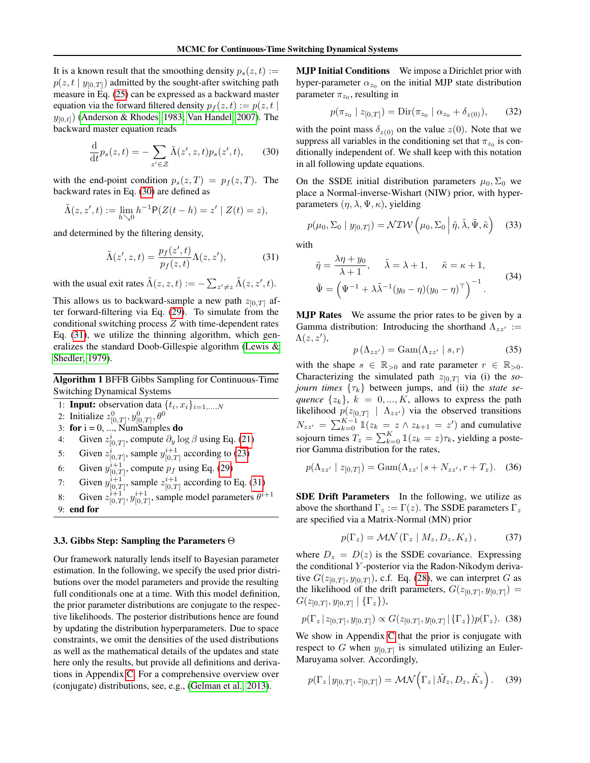It is a known result that the smoothing density $p_s(z,t) := p(z, t \mid y_{[0,T]})$ admitted by the sought-after switching path measure in Eq. (25) can be expressed as a backward master equation via the forward filtered density $p_f(z,t) := p(z, t \mid y_{[0,t]})$ (Anderson & Rhodes, 1983; Van Handel, 2007). The backward master equation reads

$$\frac{\mathrm{d}}{\mathrm{d}t} p_s(z,t) = -\sum_{z' \in \mathcal{Z}} \tilde{\Lambda}(z', z, t) p_s(z', t), \tag{30}$$

with the end-point condition $p_s(z,T) = p_f(z,T)$. The backward rates in Eq. (30) are defined as

$$\tilde{\Lambda}(z, z', t) := \lim_{h \searrow 0} h^{-1} \mathsf{P}(Z(t-h) = z' \mid Z(t) = z),$$

and determined by the filtering density,

$$\tilde{\Lambda}(z', z, t) = \frac{p_f(z', t)}{p_f(z, t)} \Lambda(z, z'), \tag{31}$$

with the usual exit rates $\tilde{\Lambda}(z,z,t) := -\sum_{z' \neq z} \tilde{\Lambda}(z, z', t)$.

This allows us to backward-sample a new path $z_{[0,T]}$ after forward-filtering via Eq. (29). To simulate from the conditional switching process $Z$ with time-dependent rates Eq. (31), we utilize the thinning algorithm, which generalizes the standard Doob-Gillespie algorithm (Lewis & Shedler, 1979).

**Algorithm 1** BFFB Gibbs Sampling for Continuous-Time Switching Dynamical Systems

```
1: Input: observation data {t_i, x_i}_{i=1,...,N}
2: Initialize z^0_[0,T], y^0_[0,T], θ^0
3: for i = 0, ..., NumSamples do
4:     Given z^i_[0,T], compute ∂_y log β using Eq. (21)
5:     Given z^i_[0,T], sample y^{i+1}_[0,T] according to (23)
6:     Given y^{i+1}_[0,T], compute p_f using Eq. (29)
7:     Given y^{i+1}_[0,T], sample z^{i+1}_[0,T] according to Eq. (31)
8:     Given z^{i+1}_[0,T], y^{i+1}_[0,T], sample model parameters θ^{i+1}
9: end for
```

### 3.3. Gibbs Step: Sampling the Parameters $\Theta$

Our framework naturally lends itself to Bayesian parameter estimation. In the following, we specify the used prior distributions over the model parameters and provide the resulting full conditionals one at a time. With this model definition, the prior parameter distributions are conjugate to the respective likelihoods. The posterior distributions hence are found by updating the distribution hyperparameters. Due to space constraints, we omit the densities of the used distributions as well as the mathematical details of the updates and state here only the results, but provide all definitions and derivations in Appendix C. For a comprehensive overview over (conjugate) distributions, see, e.g., (Gelman et al., 2013).

**MJP Initial Conditions** We impose a Dirichlet prior with hyper-parameter $\alpha_{z_0}$ on the initial MJP state distribution parameter $\pi_{z_0}$, resulting in

$$p(\pi_{z_0} \mid z_{[0,T]}) = \mathrm{Dir}(\pi_{z_0} \mid \alpha_{z_0} + \delta_{z(0)}), \tag{32}$$

with the point mass $\delta_{z(0)}$ on the value $z(0)$. Note that we suppress all variables in the conditioning set that $\pi_{z_0}$ is conditionally independent of. We shall keep with this notation in all following update equations.

On the SSDE initial distribution parameters $\mu_0, \Sigma_0$ we place a Normal-inverse-Wishart (NIW) prior, with hyper-parameters $(\eta, \lambda, \Psi, \kappa)$, yielding

$$p(\mu_0, \Sigma_0 \mid y_{[0,T]}) = \mathcal{NIW}\left(\mu_0, \Sigma_0 \,\middle|\, \tilde{\eta}, \tilde{\lambda}, \tilde{\Psi}, \tilde{\kappa}\right) \tag{33}$$

with

$$\begin{aligned} \tilde{\eta} &= \frac{\lambda \eta + y_0}{\lambda + 1}, \quad \tilde{\lambda} = \lambda + 1, \quad \tilde{\kappa} = \kappa + 1, \\ \tilde{\Psi} &= \left(\Psi^{-1} + \lambda \tilde{\lambda}^{-1} (y_0 - \eta)(y_0 - \eta)^\top\right)^{-1}. \end{aligned} \tag{34}$$

**MJP Rates** We assume the prior rates to be given by a Gamma distribution: Introducing the shorthand $\Lambda_{zz'} := \Lambda(z, z')$,

$$p\left(\Lambda_{zz'}\right) = \mathrm{Gam}(\Lambda_{zz'} \mid s, r) \tag{35}$$

with the shape $s \in \mathbb{R}_{>0}$ and rate parameter $r \in \mathbb{R}_{>0}$. Characterizing the simulated path $z_{[0,T]}$ via (i) the *sojourn times* $\{\tau_k\}$ between jumps, and (ii) the *state sequence* $\{z_k\}$, $k = 0, ..., K$, allows to express the path likelihood $p(z_{[0,T]} \mid \Lambda_{zz'})$ via the observed transitions $N_{zz'} = \sum_{k=0}^{K-1} \mathbb{1}(z_k = z \wedge z_{k+1} = z')$ and cumulative sojourn times $T_z = \sum_{k=0}^{K} \mathbb{1}(z_k = z)\tau_k$, yielding a posterior Gamma distribution for the rates,

$$p(\Lambda_{zz'} \mid z_{[0,T]}) = \mathrm{Gam}(\Lambda_{zz'} \mid s + N_{zz'}, r + T_z). \tag{36}$$

**SDE Drift Parameters** In the following, we utilize as above the shorthand $\Gamma_z := \Gamma(z)$. The SSDE parameters $\Gamma_z$ are specified via a Matrix-Normal (MN) prior

$$p(\Gamma_z) = \mathcal{MN}\left(\Gamma_z \mid M_z, D_z, K_z\right), \tag{37}$$

where $D_z = D(z)$ is the SSDE covariance. Expressing the conditional $Y$-posterior via the Radon-Nikodym derivative $G(z_{[0,T]}, y_{[0,T]})$, c.f. Eq. (28), we can interpret $G$ as the likelihood of the drift parameters, $G(z_{[0,T]}, y_{[0,T]}) = G(z_{[0,T]}, y_{[0,T]} \mid \{\Gamma_z\})$,

$$p(\Gamma_z \mid z_{[0,T]}, y_{[0,T]}) \propto G(z_{[0,T]}, y_{[0,T]} \mid \{\Gamma_z\}) p(\Gamma_z). \tag{38}$$

We show in Appendix C that the prior is conjugate with respect to $G$ when $y_{[0,T]}$ is simulated utilizing an Euler-Maruyama solver. Accordingly,

$$p(\Gamma_z \mid y_{[0,T]}, z_{[0,T]}) = \mathcal{MN}\left(\Gamma_z \mid \tilde{M}_z, D_z, \tilde{K}_z\right). \tag{39}$$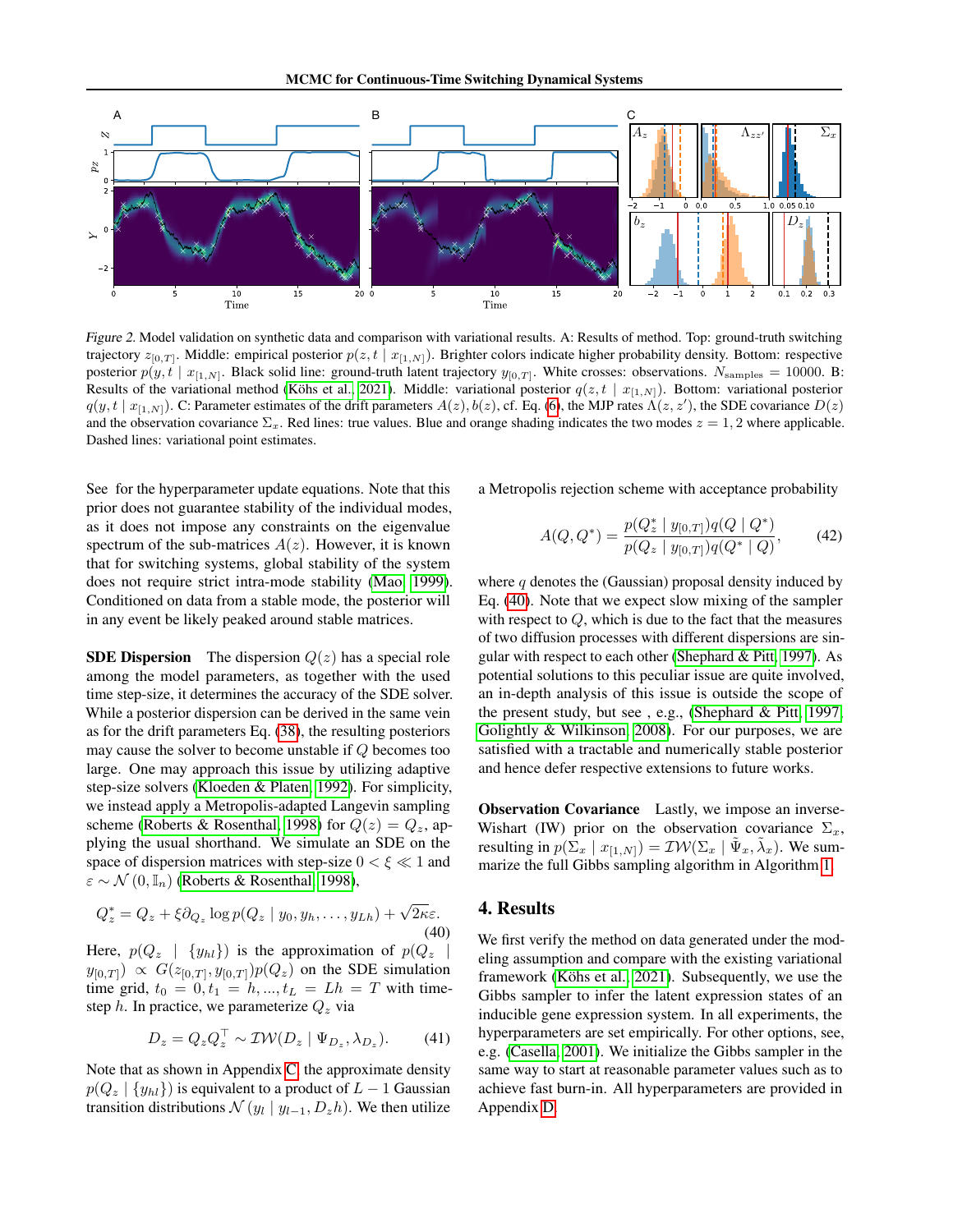*Figure 2.* Model validation on synthetic data and comparison with variational results. A: Results of method. Top: ground-truth switching trajectory $z_{[0,T]}$. Middle: empirical posterior $p(z, t \mid x_{[1,N]})$. Brighter colors indicate higher probability density. Bottom: respective posterior $p(y, t \mid x_{[1,N]})$. Black solid line: ground-truth latent trajectory $y_{[0,T]}$. White crosses: observations. $N_{\text{samples}} = 10000$. B: Results of the variational method (Köhs et al., 2021). Middle: variational posterior $q(z, t \mid x_{[1,N]})$. Bottom: variational posterior $q(y, t \mid x_{[1,N]})$. C: Parameter estimates of the drift parameters $A(z), b(z)$, cf. Eq. (6), the MJP rates $\Lambda(z, z')$, the SDE covariance $D(z)$ and the observation covariance $\Sigma_x$. Red lines: true values. Blue and orange shading indicates the two modes $z = 1, 2$ where applicable. Dashed lines: variational point estimates.

See for the hyperparameter update equations. Note that this prior does not guarantee stability of the individual modes, as it does not impose any constraints on the eigenvalue spectrum of the sub-matrices $A(z)$. However, it is known that for switching systems, global stability of the system does not require strict intra-mode stability (Mao, 1999). Conditioned on data from a stable mode, the posterior will in any event be likely peaked around stable matrices.

**SDE Dispersion** The dispersion $Q(z)$ has a special role among the model parameters, as together with the used time step-size, it determines the accuracy of the SDE solver. While a posterior dispersion can be derived in the same vein as for the drift parameters Eq. (38), the resulting posteriors may cause the solver to become unstable if $Q$ becomes too large. One may approach this issue by utilizing adaptive step-size solvers (Kloeden & Platen, 1992). For simplicity, we instead apply a Metropolis-adapted Langevin sampling scheme (Roberts & Rosenthal, 1998) for $Q(z) = Q_z$, applying the usual shorthand. We simulate an SDE on the space of dispersion matrices with step-size $0 < \xi \ll 1$ and $\varepsilon \sim \mathcal{N}(0, \mathbb{I}_n)$ (Roberts & Rosenthal, 1998),

$$Q_z^* = Q_z + \xi \partial_{Q_z} \log p(Q_z \mid y_0, y_h, \ldots, y_{Lh}) + \sqrt{2\kappa}\varepsilon. \tag{40}$$

Here, $p(Q_z \mid \{y_{hl}\})$ is the approximation of $p(Q_z \mid y_{[0,T]}) \propto G(z_{[0,T]}, y_{[0,T]}) p(Q_z)$ on the SDE simulation time grid, $t_0 = 0, t_1 = h, \ldots, t_L = Lh = T$ with time-step $h$. In practice, we parameterize $Q_z$ via

$$D_z = Q_z Q_z^\top \sim \mathcal{IW}(D_z \mid \Psi_{D_z}, \lambda_{D_z}). \tag{41}$$

Note that as shown in Appendix C the approximate density $p(Q_z \mid \{y_{hl}\})$ is equivalent to a product of $L - 1$ Gaussian transition distributions $\mathcal{N}(y_l \mid y_{l-1}, D_z h)$. We then utilize a Metropolis rejection scheme with acceptance probability

$$A(Q, Q^*) = \frac{p(Q_z^* \mid y_{[0,T]}) q(Q \mid Q^*)}{p(Q_z \mid y_{[0,T]}) q(Q^* \mid Q)}, \tag{42}$$

where $q$ denotes the (Gaussian) proposal density induced by Eq. (40). Note that we expect slow mixing of the sampler with respect to $Q$, which is due to the fact that the measures of two diffusion processes with different dispersions are singular with respect to each other (Shephard & Pitt, 1997). As potential solutions to this peculiar issue are quite involved, an in-depth analysis of this issue is outside the scope of the present study, but see , e.g., (Shephard & Pitt, 1997; Golightly & Wilkinson, 2008). For our purposes, we are satisfied with a tractable and numerically stable posterior and hence defer respective extensions to future works.

**Observation Covariance** Lastly, we impose an inverse-Wishart (IW) prior on the observation covariance $\Sigma_x$, resulting in $p(\Sigma_x \mid x_{[1,N]}) = \mathcal{IW}(\Sigma_x \mid \tilde{\Psi}_x, \tilde{\lambda}_x)$. We summarize the full Gibbs sampling algorithm in Algorithm 1.

## 4. Results

We first verify the method on data generated under the modeling assumption and compare with the existing variational framework (Köhs et al., 2021). Subsequently, we use the Gibbs sampler to infer the latent expression states of an inducible gene expression system. In all experiments, the hyperparameters are set empirically. For other options, see, e.g. (Casella, 2001). We initialize the Gibbs sampler in the same way to start at reasonable parameter values such as to achieve fast burn-in. All hyperparameters are provided in Appendix D.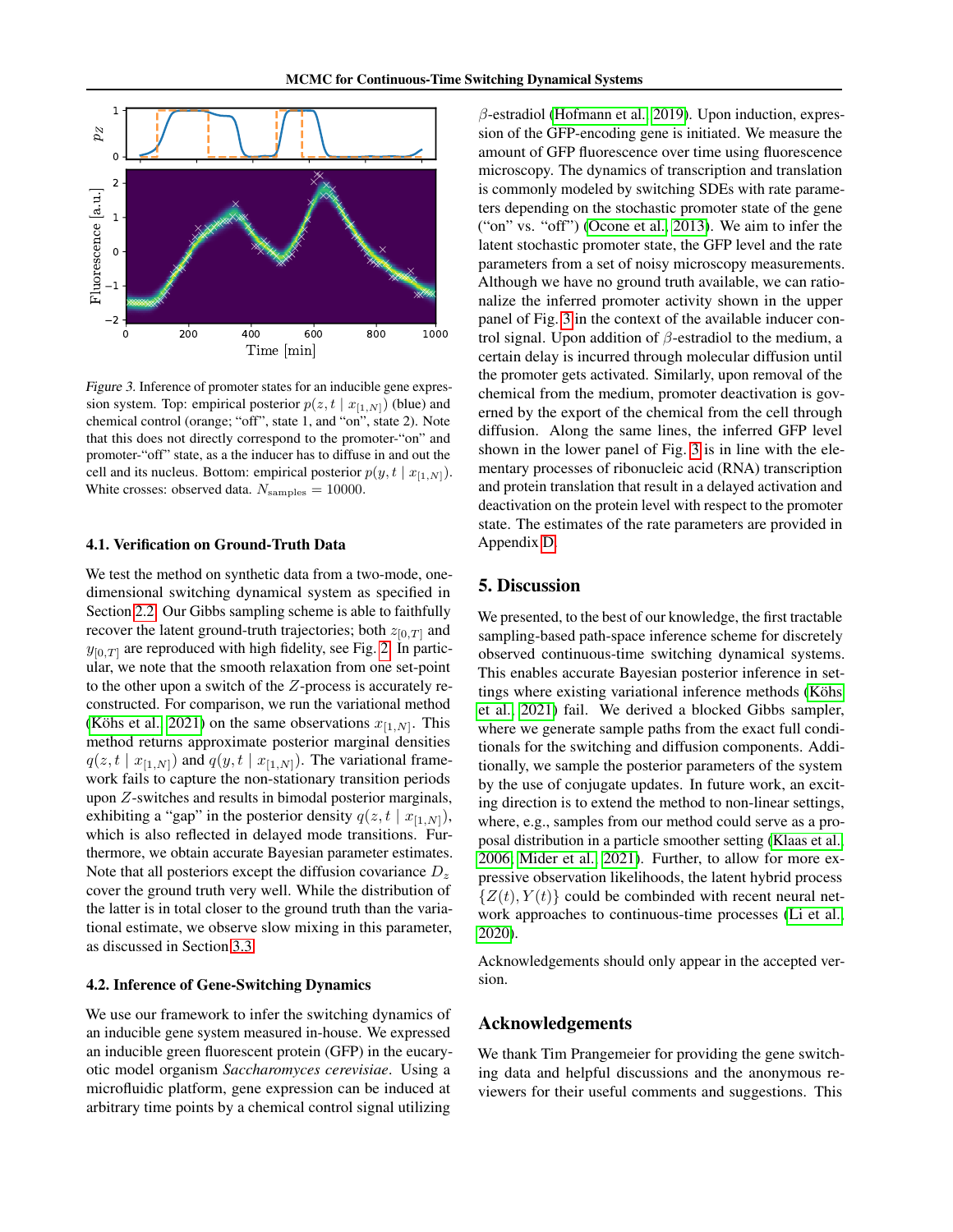*Figure 3.* Inference of promoter states for an inducible gene expression system. Top: empirical posterior $p(z, t \mid x_{[1,N]})$ (blue) and chemical control (orange; "off", state 1, and "on", state 2). Note that this does not directly correspond to the promoter-"on" and promoter-"off" state, as a the inducer has to diffuse in and out the cell and its nucleus. Bottom: empirical posterior $p(y, t \mid x_{[1,N]})$. White crosses: observed data. $N_{\text{samples}} = 10000$.

### 4.1. Verification on Ground-Truth Data

We test the method on synthetic data from a two-mode, one-dimensional switching dynamical system as specified in Section 2.2. Our Gibbs sampling scheme is able to faithfully recover the latent ground-truth trajectories; both $z_{[0,T]}$ and $y_{[0,T]}$ are reproduced with high fidelity, see Fig. 2. In particular, we note that the smooth relaxation from one set-point to the other upon a switch of the $Z$-process is accurately reconstructed. For comparison, we run the variational method (Köhs et al., 2021) on the same observations $x_{[1,N]}$. This method returns approximate posterior marginal densities $q(z, t \mid x_{[1,N]})$ and $q(y, t \mid x_{[1,N]})$. The variational framework fails to capture the non-stationary transition periods upon $Z$-switches and results in bimodal posterior marginals, exhibiting a "gap" in the posterior density $q(z, t \mid x_{[1,N]})$, which is also reflected in delayed mode transitions. Furthermore, we obtain accurate Bayesian parameter estimates. Note that all posteriors except the diffusion covariance $D_z$ cover the ground truth very well. While the distribution of the latter is in total closer to the ground truth than the variational estimate, we observe slow mixing in this parameter, as discussed in Section 3.3.

### 4.2. Inference of Gene-Switching Dynamics

We use our framework to infer the switching dynamics of an inducible gene system measured in-house. We expressed an inducible green fluorescent protein (GFP) in the eucaryotic model organism *Saccharomyces cerevisiae*. Using a microfluidic platform, gene expression can be induced at arbitrary time points by a chemical control signal utilizing $\beta$-estradiol (Hofmann et al., 2019). Upon induction, expression of the GFP-encoding gene is initiated. We measure the amount of GFP fluorescence over time using fluorescence microscopy. The dynamics of transcription and translation is commonly modeled by switching SDEs with rate parameters depending on the stochastic promoter state of the gene ("on" vs. "off") (Ocone et al., 2013). We aim to infer the latent stochastic promoter state, the GFP level and the rate parameters from a set of noisy microscopy measurements. Although we have no ground truth available, we can rationalize the inferred promoter activity shown in the upper panel of Fig. 3 in the context of the available inducer control signal. Upon addition of $\beta$-estradiol to the medium, a certain delay is incurred through molecular diffusion until the promoter gets activated. Similarly, upon removal of the chemical from the medium, promoter deactivation is governed by the export of the chemical from the cell through diffusion. Along the same lines, the inferred GFP level shown in the lower panel of Fig. 3 is in line with the elementary processes of ribonucleic acid (RNA) transcription and protein translation that result in a delayed activation and deactivation on the protein level with respect to the promoter state. The estimates of the rate parameters are provided in Appendix D.

## 5. Discussion

We presented, to the best of our knowledge, the first tractable sampling-based path-space inference scheme for discretely observed continuous-time switching dynamical systems. This enables accurate Bayesian posterior inference in settings where existing variational inference methods (Köhs et al., 2021) fail. We derived a blocked Gibbs sampler, where we generate sample paths from the exact full conditionals for the switching and diffusion components. Additionally, we sample the posterior parameters of the system by the use of conjugate updates. In future work, an exciting direction is to extend the method to non-linear settings, where, e.g., samples from our method could serve as a proposal distribution in a particle smoother setting (Klaas et al., 2006; Mider et al., 2021). Further, to allow for more expressive observation likelihoods, the latent hybrid process $\{Z(t), Y(t)\}$ could be combined with recent neural network approaches to continuous-time processes (Li et al., 2020).

Acknowledgements should only appear in the accepted version.

## Acknowledgements

We thank Tim Prangemeier for providing the gene switching data and helpful discussions and the anonymous reviewers for their useful comments and suggestions. This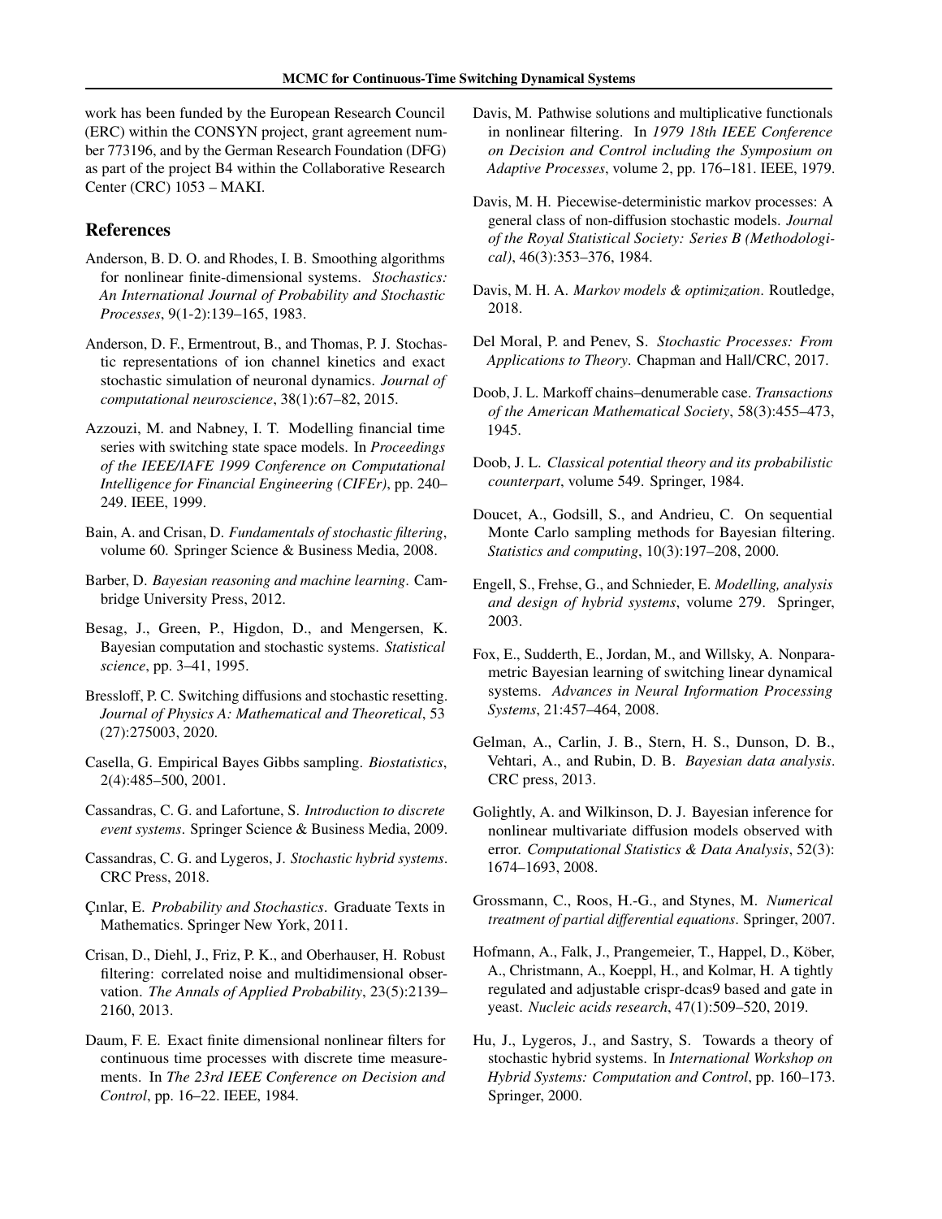work has been funded by the European Research Council (ERC) within the CONSYN project, grant agreement number 773196, and by the German Research Foundation (DFG) as part of the project B4 within the Collaborative Research Center (CRC) 1053 – MAKI.

## References

Anderson, B. D. O. and Rhodes, I. B. Smoothing algorithms for nonlinear finite-dimensional systems. *Stochastics: An International Journal of Probability and Stochastic Processes*, 9(1-2):139–165, 1983.

Anderson, D. F., Ermentrout, B., and Thomas, P. J. Stochastic representations of ion channel kinetics and exact stochastic simulation of neuronal dynamics. *Journal of computational neuroscience*, 38(1):67–82, 2015.

Azzouzi, M. and Nabney, I. T. Modelling financial time series with switching state space models. In *Proceedings of the IEEE/IAFE 1999 Conference on Computational Intelligence for Financial Engineering (CIFEr)*, pp. 240–249. IEEE, 1999.

Bain, A. and Crisan, D. *Fundamentals of stochastic filtering*, volume 60. Springer Science & Business Media, 2008.

Barber, D. *Bayesian reasoning and machine learning*. Cambridge University Press, 2012.

Besag, J., Green, P., Higdon, D., and Mengersen, K. Bayesian computation and stochastic systems. *Statistical science*, pp. 3–41, 1995.

Bressloff, P. C. Switching diffusions and stochastic resetting. *Journal of Physics A: Mathematical and Theoretical*, 53 (27):275003, 2020.

Casella, G. Empirical Bayes Gibbs sampling. *Biostatistics*, 2(4):485–500, 2001.

Cassandras, C. G. and Lafortune, S. *Introduction to discrete event systems*. Springer Science & Business Media, 2009.

Cassandras, C. G. and Lygeros, J. *Stochastic hybrid systems*. CRC Press, 2018.

Çınlar, E. *Probability and Stochastics*. Graduate Texts in Mathematics. Springer New York, 2011.

Crisan, D., Diehl, J., Friz, P. K., and Oberhauser, H. Robust filtering: correlated noise and multidimensional observation. *The Annals of Applied Probability*, 23(5):2139–2160, 2013.

Daum, F. E. Exact finite dimensional nonlinear filters for continuous time processes with discrete time measurements. In *The 23rd IEEE Conference on Decision and Control*, pp. 16–22. IEEE, 1984.

Davis, M. Pathwise solutions and multiplicative functionals in nonlinear filtering. In *1979 18th IEEE Conference on Decision and Control including the Symposium on Adaptive Processes*, volume 2, pp. 176–181. IEEE, 1979.

Davis, M. H. Piecewise-deterministic markov processes: A general class of non-diffusion stochastic models. *Journal of the Royal Statistical Society: Series B (Methodological)*, 46(3):353–376, 1984.

Davis, M. H. A. *Markov models & optimization*. Routledge, 2018.

Del Moral, P. and Penev, S. *Stochastic Processes: From Applications to Theory*. Chapman and Hall/CRC, 2017.

Doob, J. L. Markoff chains–denumerable case. *Transactions of the American Mathematical Society*, 58(3):455–473, 1945.

Doob, J. L. *Classical potential theory and its probabilistic counterpart*, volume 549. Springer, 1984.

Doucet, A., Godsill, S., and Andrieu, C. On sequential Monte Carlo sampling methods for Bayesian filtering. *Statistics and computing*, 10(3):197–208, 2000.

Engell, S., Frehse, G., and Schnieder, E. *Modelling, analysis and design of hybrid systems*, volume 279. Springer, 2003.

Fox, E., Sudderth, E., Jordan, M., and Willsky, A. Nonparametric Bayesian learning of switching linear dynamical systems. *Advances in Neural Information Processing Systems*, 21:457–464, 2008.

Gelman, A., Carlin, J. B., Stern, H. S., Dunson, D. B., Vehtari, A., and Rubin, D. B. *Bayesian data analysis*. CRC press, 2013.

Golightly, A. and Wilkinson, D. J. Bayesian inference for nonlinear multivariate diffusion models observed with error. *Computational Statistics & Data Analysis*, 52(3): 1674–1693, 2008.

Grossmann, C., Roos, H.-G., and Stynes, M. *Numerical treatment of partial differential equations*. Springer, 2007.

Hofmann, A., Falk, J., Prangemeier, T., Happel, D., Köber, A., Christmann, A., Koeppl, H., and Kolmar, H. A tightly regulated and adjustable crispr-dcas9 based and gate in yeast. *Nucleic acids research*, 47(1):509–520, 2019.

Hu, J., Lygeros, J., and Sastry, S. Towards a theory of stochastic hybrid systems. In *International Workshop on Hybrid Systems: Computation and Control*, pp. 160–173. Springer, 2000.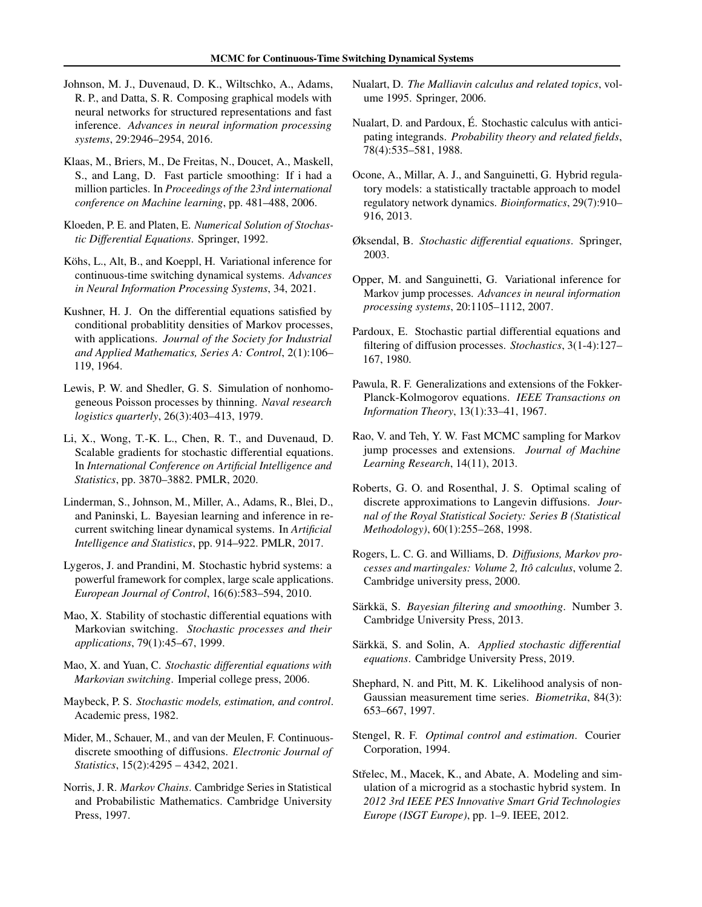Johnson, M. J., Duvenaud, D. K., Wiltschko, A., Adams, R. P., and Datta, S. R. Composing graphical models with neural networks for structured representations and fast inference. *Advances in neural information processing systems*, 29:2946–2954, 2016.

Klaas, M., Briers, M., De Freitas, N., Doucet, A., Maskell, S., and Lang, D. Fast particle smoothing: If i had a million particles. In *Proceedings of the 23rd international conference on Machine learning*, pp. 481–488, 2006.

Kloeden, P. E. and Platen, E. *Numerical Solution of Stochastic Differential Equations*. Springer, 1992.

Köhs, L., Alt, B., and Koeppl, H. Variational inference for continuous-time switching dynamical systems. *Advances in Neural Information Processing Systems*, 34, 2021.

Kushner, H. J. On the differential equations satisfied by conditional probablitity densities of Markov processes, with applications. *Journal of the Society for Industrial and Applied Mathematics, Series A: Control*, 2(1):106–119, 1964.

Lewis, P. W. and Shedler, G. S. Simulation of nonhomogeneous Poisson processes by thinning. *Naval research logistics quarterly*, 26(3):403–413, 1979.

Li, X., Wong, T.-K. L., Chen, R. T., and Duvenaud, D. Scalable gradients for stochastic differential equations. In *International Conference on Artificial Intelligence and Statistics*, pp. 3870–3882. PMLR, 2020.

Linderman, S., Johnson, M., Miller, A., Adams, R., Blei, D., and Paninski, L. Bayesian learning and inference in recurrent switching linear dynamical systems. In *Artificial Intelligence and Statistics*, pp. 914–922. PMLR, 2017.

Lygeros, J. and Prandini, M. Stochastic hybrid systems: a powerful framework for complex, large scale applications. *European Journal of Control*, 16(6):583–594, 2010.

Mao, X. Stability of stochastic differential equations with Markovian switching. *Stochastic processes and their applications*, 79(1):45–67, 1999.

Mao, X. and Yuan, C. *Stochastic differential equations with Markovian switching*. Imperial college press, 2006.

Maybeck, P. S. *Stochastic models, estimation, and control*. Academic press, 1982.

Mider, M., Schauer, M., and van der Meulen, F. Continuous-discrete smoothing of diffusions. *Electronic Journal of Statistics*, 15(2):4295 – 4342, 2021.

Norris, J. R. *Markov Chains*. Cambridge Series in Statistical and Probabilistic Mathematics. Cambridge University Press, 1997.

Nualart, D. *The Malliavin calculus and related topics*, volume 1995. Springer, 2006.

Nualart, D. and Pardoux, É. Stochastic calculus with anticipating integrands. *Probability theory and related fields*, 78(4):535–581, 1988.

Ocone, A., Millar, A. J., and Sanguinetti, G. Hybrid regulatory models: a statistically tractable approach to model regulatory network dynamics. *Bioinformatics*, 29(7):910–916, 2013.

Øksendal, B. *Stochastic differential equations*. Springer, 2003.

Opper, M. and Sanguinetti, G. Variational inference for Markov jump processes. *Advances in neural information processing systems*, 20:1105–1112, 2007.

Pardoux, E. Stochastic partial differential equations and filtering of diffusion processes. *Stochastics*, 3(1-4):127–167, 1980.

Pawula, R. F. Generalizations and extensions of the Fokker-Planck-Kolmogorov equations. *IEEE Transactions on Information Theory*, 13(1):33–41, 1967.

Rao, V. and Teh, Y. W. Fast MCMC sampling for Markov jump processes and extensions. *Journal of Machine Learning Research*, 14(11), 2013.

Roberts, G. O. and Rosenthal, J. S. Optimal scaling of discrete approximations to Langevin diffusions. *Journal of the Royal Statistical Society: Series B (Statistical Methodology)*, 60(1):255–268, 1998.

Rogers, L. C. G. and Williams, D. *Diffusions, Markov processes and martingales: Volume 2, Itô calculus*, volume 2. Cambridge university press, 2000.

Särkkä, S. *Bayesian filtering and smoothing*. Number 3. Cambridge University Press, 2013.

Särkkä, S. and Solin, A. *Applied stochastic differential equations*. Cambridge University Press, 2019.

Shephard, N. and Pitt, M. K. Likelihood analysis of non-Gaussian measurement time series. *Biometrika*, 84(3): 653–667, 1997.

Stengel, R. F. *Optimal control and estimation*. Courier Corporation, 1994.

Střelec, M., Macek, K., and Abate, A. Modeling and simulation of a microgrid as a stochastic hybrid system. In *2012 3rd IEEE PES Innovative Smart Grid Technologies Europe (ISGT Europe)*, pp. 1–9. IEEE, 2012.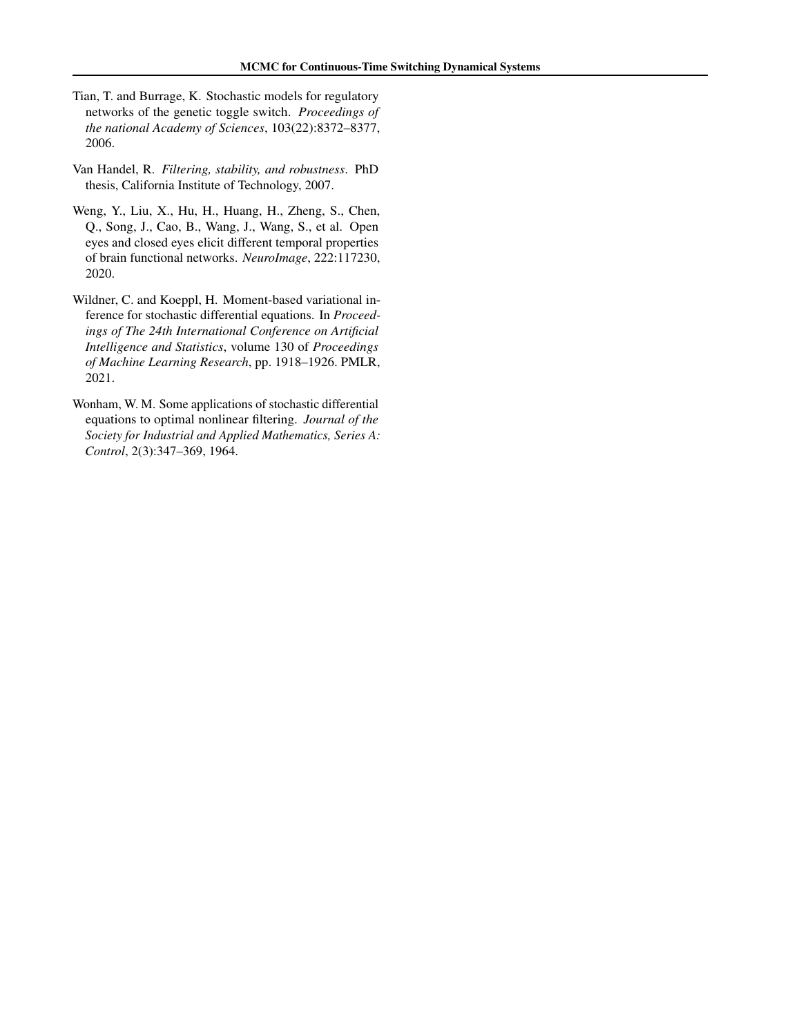Tian, T. and Burrage, K. Stochastic models for regulatory networks of the genetic toggle switch. *Proceedings of the national Academy of Sciences*, 103(22):8372–8377, 2006.

Van Handel, R. *Filtering, stability, and robustness*. PhD thesis, California Institute of Technology, 2007.

Weng, Y., Liu, X., Hu, H., Huang, H., Zheng, S., Chen, Q., Song, J., Cao, B., Wang, J., Wang, S., et al. Open eyes and closed eyes elicit different temporal properties of brain functional networks. *NeuroImage*, 222:117230, 2020.

Wildner, C. and Koeppl, H. Moment-based variational inference for stochastic differential equations. In *Proceedings of The 24th International Conference on Artificial Intelligence and Statistics*, volume 130 of *Proceedings of Machine Learning Research*, pp. 1918–1926. PMLR, 2021.

Wonham, W. M. Some applications of stochastic differential equations to optimal nonlinear filtering. *Journal of the Society for Industrial and Applied Mathematics, Series A: Control*, 2(3):347–369, 1964.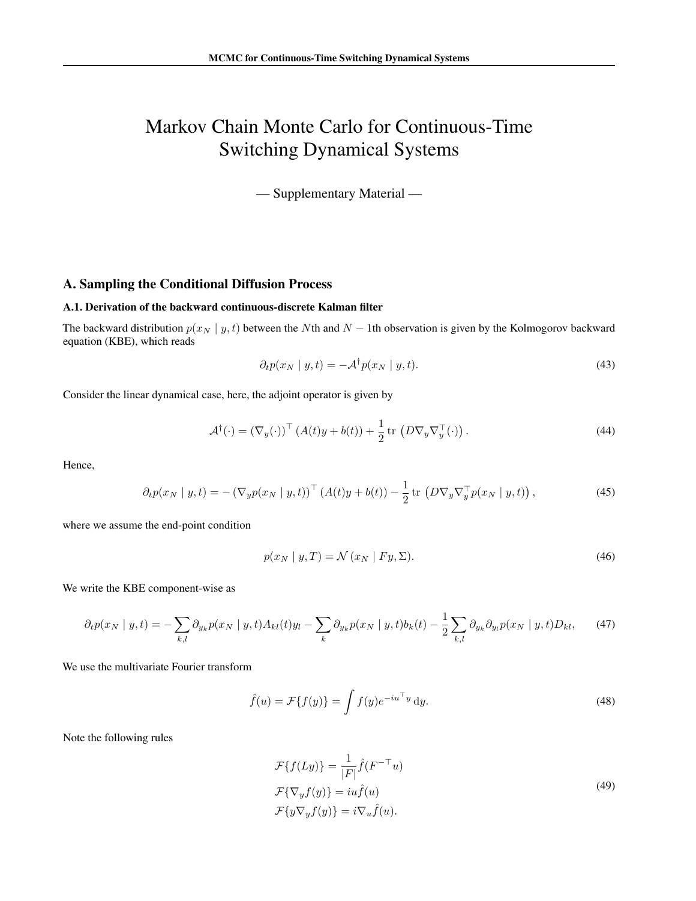# Markov Chain Monte Carlo for Continuous-Time Switching Dynamical Systems

— Supplementary Material —

## A. Sampling the Conditional Diffusion Process

### A.1. Derivation of the backward continuous-discrete Kalman filter

The backward distribution $p(x_N \mid y, t)$ between the $N$th and $N-1$th observation is given by the Kolmogorov backward equation (KBE), which reads

$$\partial_t p(x_N \mid y, t) = -\mathcal{A}^\dagger p(x_N \mid y, t). \tag{43}$$

Consider the linear dynamical case, here, the adjoint operator is given by

$$\mathcal{A}^\dagger(\cdot) = \left(\nabla_y(\cdot)\right)^\top (A(t)y + b(t)) + \frac{1}{2}\operatorname{tr}\left(D\nabla_y\nabla_y^\top(\cdot)\right). \tag{44}$$

Hence,

$$\partial_t p(x_N \mid y, t) = -\left(\nabla_y p(x_N \mid y, t)\right)^\top (A(t)y + b(t)) - \frac{1}{2}\operatorname{tr}\left(D\nabla_y\nabla_y^\top p(x_N \mid y, t)\right), \tag{45}$$

where we assume the end-point condition

$$p(x_N \mid y, T) = \mathcal{N}(x_N \mid Fy, \Sigma). \tag{46}$$

We write the KBE component-wise as

$$\partial_t p(x_N \mid y, t) = -\sum_{k,l} \partial_{y_k} p(x_N \mid y, t) A_{kl}(t) y_l - \sum_k \partial_{y_k} p(x_N \mid y, t) b_k(t) - \frac{1}{2}\sum_{k,l} \partial_{y_k}\partial_{y_l} p(x_N \mid y, t) D_{kl}, \tag{47}$$

We use the multivariate Fourier transform

$$\hat{f}(u) = \mathcal{F}\{f(y)\} = \int f(y) e^{-iu^\top y}\, \mathrm{d}y. \tag{48}$$

Note the following rules

$$\begin{aligned}
\mathcal{F}\{f(Ly)\} &= \frac{1}{|F|}\hat{f}(F^{-\top}u) \\
\mathcal{F}\{\nabla_y f(y)\} &= iu\hat{f}(u) \\
\mathcal{F}\{y\nabla_y f(y)\} &= i\nabla_u \hat{f}(u).
\end{aligned} \tag{49}$$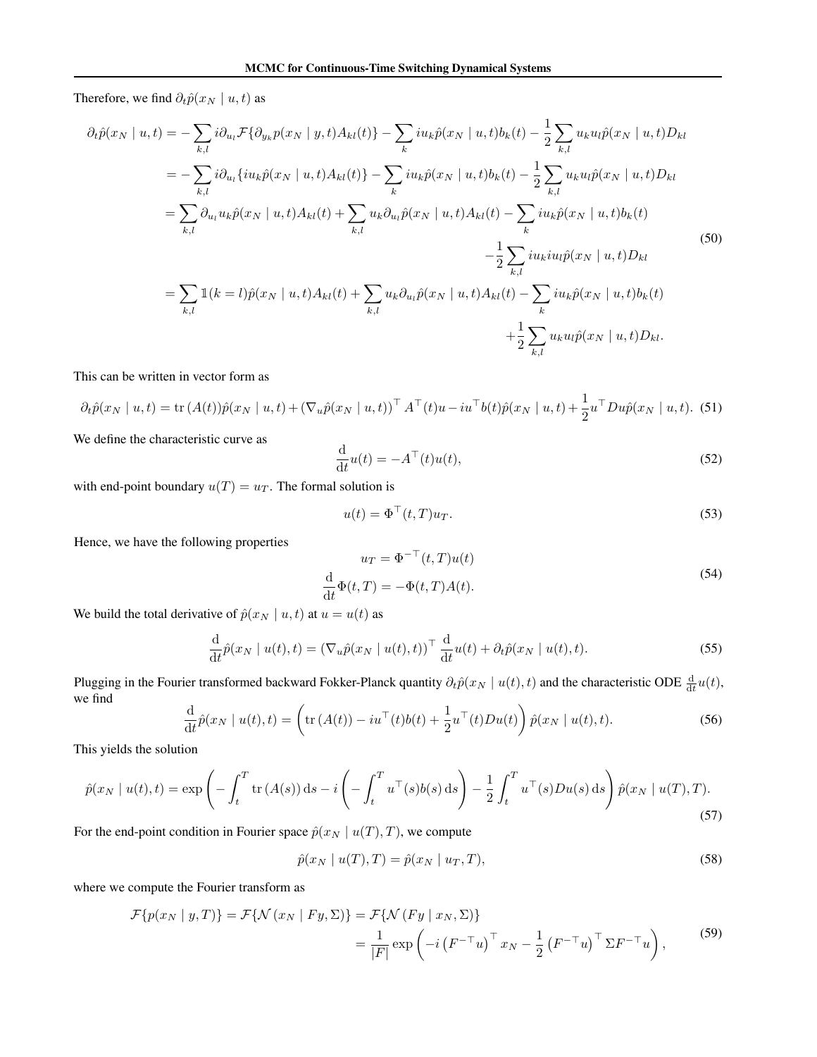Therefore, we find $\partial_t \hat{p}(x_N \mid u, t)$ as

$$
\begin{aligned}
\partial_t \hat{p}(x_N \mid u, t) &= -\sum_{k,l} i\partial_{u_l} \mathcal{F}\{\partial_{y_k} p(x_N \mid y, t) A_{kl}(t)\} - \sum_k i u_k \hat{p}(x_N \mid u, t) b_k(t) - \frac{1}{2}\sum_{k,l} u_k u_l \hat{p}(x_N \mid u, t) D_{kl} \\
&= -\sum_{k,l} i\partial_{u_l} \{i u_k \hat{p}(x_N \mid u, t) A_{kl}(t)\} - \sum_k i u_k \hat{p}(x_N \mid u, t) b_k(t) - \frac{1}{2}\sum_{k,l} u_k u_l \hat{p}(x_N \mid u, t) D_{kl} \\
&= \sum_{k,l} \partial_{u_l} u_k \hat{p}(x_N \mid u, t) A_{kl}(t) + \sum_{k,l} u_k \partial_{u_l} \hat{p}(x_N \mid u, t) A_{kl}(t) - \sum_k i u_k \hat{p}(x_N \mid u, t) b_k(t) \\
&\qquad - \frac{1}{2}\sum_{k,l} i u_k i u_l \hat{p}(x_N \mid u, t) D_{kl} \\
&= \sum_{k,l} \mathbb{1}(k = l) \hat{p}(x_N \mid u, t) A_{kl}(t) + \sum_{k,l} u_k \partial_{u_l} \hat{p}(x_N \mid u, t) A_{kl}(t) - \sum_k i u_k \hat{p}(x_N \mid u, t) b_k(t) \\
&\qquad + \frac{1}{2}\sum_{k,l} u_k u_l \hat{p}(x_N \mid u, t) D_{kl}.
\end{aligned}
\tag{50}
$$

This can be written in vector form as

$$
\partial_t \hat{p}(x_N \mid u, t) = \operatorname{tr}(A(t)) \hat{p}(x_N \mid u, t) + \left(\nabla_u \hat{p}(x_N \mid u, t)\right)^\top A^\top(t) u - i u^\top b(t) \hat{p}(x_N \mid u, t) + \frac{1}{2} u^\top D u \hat{p}(x_N \mid u, t). \tag{51}
$$

We define the characteristic curve as

$$
\frac{\mathrm{d}}{\mathrm{d}t} u(t) = -A^\top(t) u(t), \tag{52}
$$

with end-point boundary $u(T) = u_T$. The formal solution is

$$
u(t) = \Phi^\top(t, T) u_T. \tag{53}
$$

Hence, we have the following properties

$$
\begin{aligned}
u_T &= \Phi^{-\top}(t, T) u(t) \\
\frac{\mathrm{d}}{\mathrm{d}t} \Phi(t, T) &= -\Phi(t, T) A(t).
\end{aligned}
\tag{54}
$$

We build the total derivative of $\hat{p}(x_N \mid u, t)$ at $u = u(t)$ as

$$
\frac{\mathrm{d}}{\mathrm{d}t} \hat{p}(x_N \mid u(t), t) = \left(\nabla_u \hat{p}(x_N \mid u(t), t)\right)^\top \frac{\mathrm{d}}{\mathrm{d}t} u(t) + \partial_t \hat{p}(x_N \mid u(t), t). \tag{55}
$$

Plugging in the Fourier transformed backward Fokker-Planck quantity $\partial_t \hat{p}(x_N \mid u(t), t)$ and the characteristic ODE $\frac{\mathrm{d}}{\mathrm{d}t} u(t)$, we find

$$
\frac{\mathrm{d}}{\mathrm{d}t} \hat{p}(x_N \mid u(t), t) = \left(\operatorname{tr}(A(t)) - i u^\top(t) b(t) + \frac{1}{2} u^\top(t) D u(t)\right) \hat{p}(x_N \mid u(t), t). \tag{56}
$$

This yields the solution

$$
\hat{p}(x_N \mid u(t), t) = \exp\left(-\int_t^T \operatorname{tr}(A(s)) \, \mathrm{d}s - i\left(-\int_t^T u^\top(s) b(s) \, \mathrm{d}s\right) - \frac{1}{2}\int_t^T u^\top(s) D u(s) \, \mathrm{d}s\right) \hat{p}(x_N \mid u(T), T). \tag{57}
$$

For the end-point condition in Fourier space $\hat{p}(x_N \mid u(T), T)$, we compute

$$
\hat{p}(x_N \mid u(T), T) = \hat{p}(x_N \mid u_T, T), \tag{58}
$$

where we compute the Fourier transform as

$$
\begin{aligned}
\mathcal{F}\{p(x_N \mid y, T)\} = \mathcal{F}\{\mathcal{N}(x_N \mid F y, \Sigma)\} &= \mathcal{F}\{\mathcal{N}(F y \mid x_N, \Sigma)\} \\
&= \frac{1}{|F|} \exp\left(-i\left(F^{-\top} u\right)^\top x_N - \frac{1}{2}\left(F^{-\top} u\right)^\top \Sigma F^{-\top} u\right),
\end{aligned}
\tag{59}
$$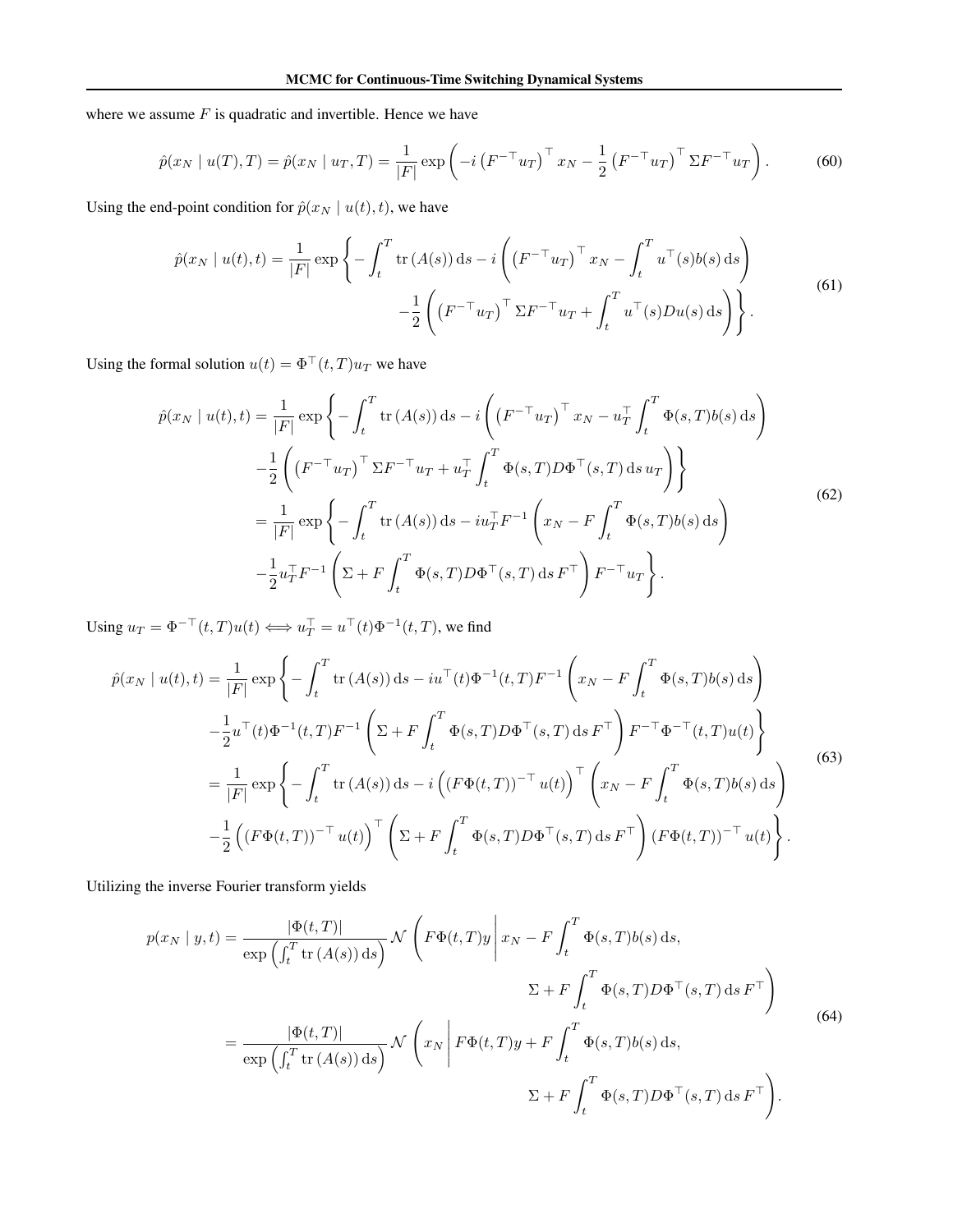where we assume $F$ is quadratic and invertible. Hence we have

$$\hat{p}(x_N \mid u(T), T) = \hat{p}(x_N \mid u_T, T) = \frac{1}{|F|} \exp\left( -i \left(F^{-\top} u_T\right)^\top x_N - \frac{1}{2} \left(F^{-\top} u_T\right)^\top \Sigma F^{-\top} u_T \right). \tag{60}$$

Using the end-point condition for $\hat{p}(x_N \mid u(t), t)$, we have

$$\begin{aligned} \hat{p}(x_N \mid u(t), t) = \frac{1}{|F|} \exp\Bigg\{ &- \int_t^T \operatorname{tr}\left(A(s)\right) \mathrm{d}s - i \left( \left(F^{-\top} u_T\right)^\top x_N - \int_t^T u^\top(s) b(s) \, \mathrm{d}s \right) \\ &- \frac{1}{2} \left( \left(F^{-\top} u_T\right)^\top \Sigma F^{-\top} u_T + \int_t^T u^\top(s) D u(s) \, \mathrm{d}s \right) \Bigg\}. \end{aligned} \tag{61}$$

Using the formal solution $u(t) = \Phi^\top(t, T) u_T$ we have

$$\begin{aligned} \hat{p}(x_N \mid u(t), t) &= \frac{1}{|F|} \exp\Bigg\{ - \int_t^T \operatorname{tr}\left(A(s)\right) \mathrm{d}s - i \left( \left(F^{-\top} u_T\right)^\top x_N - u_T^\top \int_t^T \Phi(s, T) b(s) \, \mathrm{d}s \right) \\ &\quad - \frac{1}{2} \left( \left(F^{-\top} u_T\right)^\top \Sigma F^{-\top} u_T + u_T^\top \int_t^T \Phi(s, T) D \Phi^\top(s, T) \, \mathrm{d}s \, u_T \right) \Bigg\} \\ &= \frac{1}{|F|} \exp\Bigg\{ - \int_t^T \operatorname{tr}\left(A(s)\right) \mathrm{d}s - i u_T^\top F^{-1} \left( x_N - F \int_t^T \Phi(s, T) b(s) \, \mathrm{d}s \right) \\ &\quad - \frac{1}{2} u_T^\top F^{-1} \left( \Sigma + F \int_t^T \Phi(s, T) D \Phi^\top(s, T) \, \mathrm{d}s \, F^\top \right) F^{-\top} u_T \Bigg\}. \end{aligned} \tag{62}$$

Using $u_T = \Phi^{-\top}(t, T) u(t) \Longleftrightarrow u_T^\top = u^\top(t) \Phi^{-1}(t, T)$, we find

$$\begin{aligned} \hat{p}(x_N \mid u(t), t) &= \frac{1}{|F|} \exp\Bigg\{ - \int_t^T \operatorname{tr}\left(A(s)\right) \mathrm{d}s - i u^\top(t) \Phi^{-1}(t, T) F^{-1} \left( x_N - F \int_t^T \Phi(s, T) b(s) \, \mathrm{d}s \right) \\ &\quad - \frac{1}{2} u^\top(t) \Phi^{-1}(t, T) F^{-1} \left( \Sigma + F \int_t^T \Phi(s, T) D \Phi^\top(s, T) \, \mathrm{d}s \, F^\top \right) F^{-\top} \Phi^{-\top}(t, T) u(t) \Bigg\} \\ &= \frac{1}{|F|} \exp\Bigg\{ - \int_t^T \operatorname{tr}\left(A(s)\right) \mathrm{d}s - i \left( \left(F \Phi(t, T)\right)^{-\top} u(t) \right)^\top \left( x_N - F \int_t^T \Phi(s, T) b(s) \, \mathrm{d}s \right) \\ &\quad - \frac{1}{2} \left( \left(F \Phi(t, T)\right)^{-\top} u(t) \right)^\top \left( \Sigma + F \int_t^T \Phi(s, T) D \Phi^\top(s, T) \, \mathrm{d}s \, F^\top \right) \left(F \Phi(t, T)\right)^{-\top} u(t) \Bigg\}. \end{aligned} \tag{63}$$

Utilizing the inverse Fourier transform yields

$$\begin{aligned} p(x_N \mid y, t) &= \frac{|\Phi(t, T)|}{\exp\left( \int_t^T \operatorname{tr}\left(A(s)\right) \mathrm{d}s \right)} \mathcal{N}\left( F \Phi(t, T) y \,\middle|\, x_N - F \int_t^T \Phi(s, T) b(s) \, \mathrm{d}s, \right. \\ &\qquad \left. \Sigma + F \int_t^T \Phi(s, T) D \Phi^\top(s, T) \, \mathrm{d}s \, F^\top \right) \\ &= \frac{|\Phi(t, T)|}{\exp\left( \int_t^T \operatorname{tr}\left(A(s)\right) \mathrm{d}s \right)} \mathcal{N}\left( x_N \,\middle|\, F \Phi(t, T) y + F \int_t^T \Phi(s, T) b(s) \, \mathrm{d}s, \right. \\ &\qquad \left. \Sigma + F \int_t^T \Phi(s, T) D \Phi^\top(s, T) \, \mathrm{d}s \, F^\top \right). \end{aligned} \tag{64}$$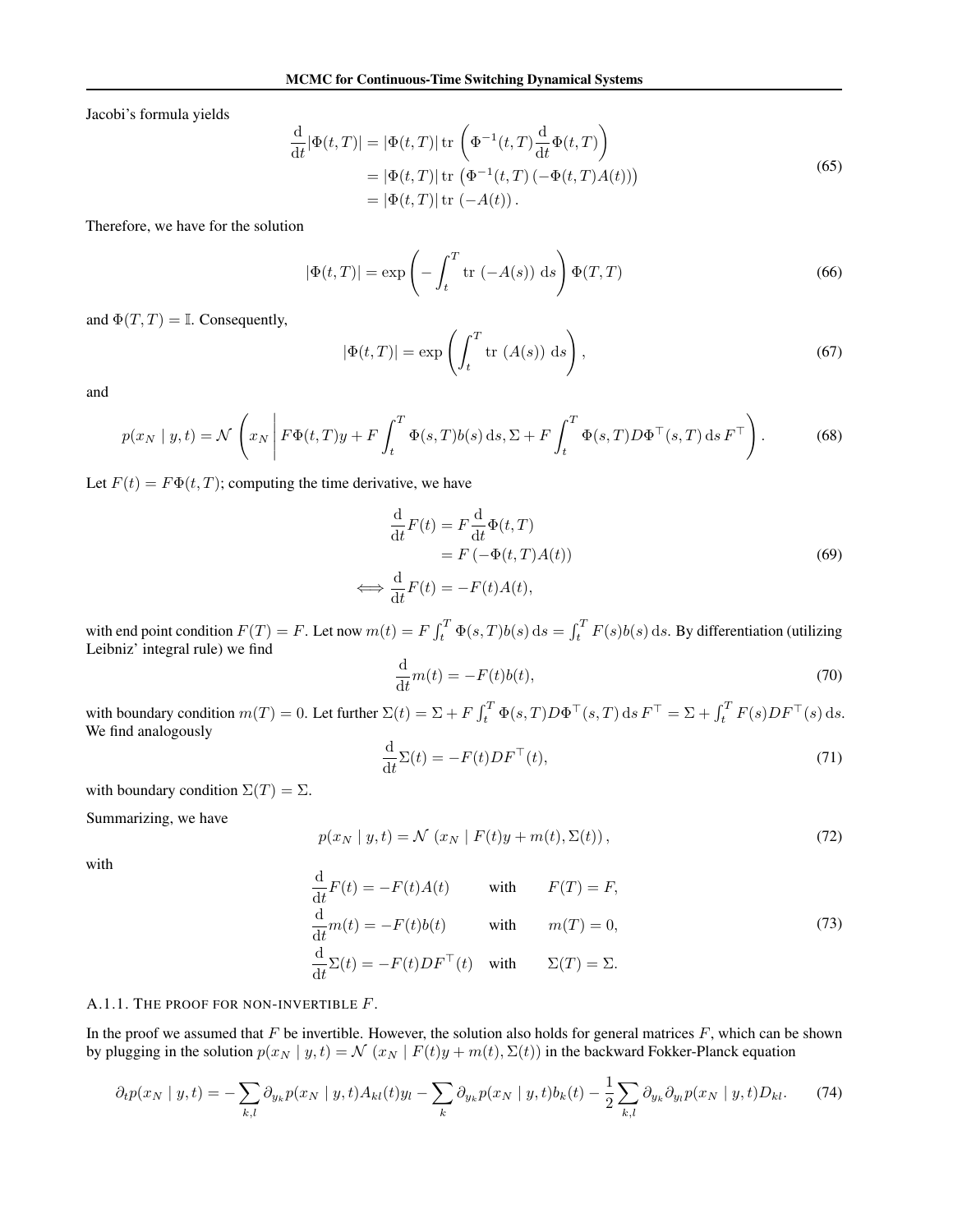Jacobi's formula yields

$$
\begin{aligned}
\frac{\mathrm{d}}{\mathrm{d}t}|\Phi(t,T)| &= |\Phi(t,T)| \operatorname{tr}\left(\Phi^{-1}(t,T)\frac{\mathrm{d}}{\mathrm{d}t}\Phi(t,T)\right) \\
&= |\Phi(t,T)| \operatorname{tr}\left(\Phi^{-1}(t,T)\left(-\Phi(t,T)A(t)\right)\right) \\
&= |\Phi(t,T)| \operatorname{tr}\left(-A(t)\right).
\end{aligned}
\tag{65}
$$

Therefore, we have for the solution

$$
|\Phi(t,T)| = \exp\left(-\int_t^T \operatorname{tr}\left(-A(s)\right)\,\mathrm{d}s\right)\Phi(T,T) \tag{66}
$$

and $\Phi(T,T) = \mathbb{I}$. Consequently,

$$
|\Phi(t,T)| = \exp\left(\int_t^T \operatorname{tr}\left(A(s)\right)\,\mathrm{d}s\right), \tag{67}
$$

and

$$
p(x_N \mid y,t) = \mathcal{N}\left(x_N \,\middle|\, F\Phi(t,T)y + F\int_t^T \Phi(s,T)b(s)\,\mathrm{d}s, \Sigma + F\int_t^T \Phi(s,T)D\Phi^\top(s,T)\,\mathrm{d}s\,F^\top\right). \tag{68}
$$

Let $F(t) = F\Phi(t,T)$; computing the time derivative, we have

$$
\begin{aligned}
\frac{\mathrm{d}}{\mathrm{d}t}F(t) &= F\frac{\mathrm{d}}{\mathrm{d}t}\Phi(t,T) \\
&= F\left(-\Phi(t,T)A(t)\right) \\
\iff \frac{\mathrm{d}}{\mathrm{d}t}F(t) &= -F(t)A(t),
\end{aligned}
\tag{69}
$$

with end point condition $F(T) = F$. Let now $m(t) = F\int_t^T \Phi(s,T)b(s)\,\mathrm{d}s = \int_t^T F(s)b(s)\,\mathrm{d}s$. By differentiation (utilizing Leibniz' integral rule) we find

$$
\frac{\mathrm{d}}{\mathrm{d}t}m(t) = -F(t)b(t), \tag{70}
$$

with boundary condition $m(T) = 0$. Let further $\Sigma(t) = \Sigma + F\int_t^T \Phi(s,T)D\Phi^\top(s,T)\,\mathrm{d}s\,F^\top = \Sigma + \int_t^T F(s)DF^\top(s)\,\mathrm{d}s$. We find analogously

$$
\frac{\mathrm{d}}{\mathrm{d}t}\Sigma(t) = -F(t)DF^\top(t), \tag{71}
$$

with boundary condition $\Sigma(T) = \Sigma$.

Summarizing, we have

$$
p(x_N \mid y,t) = \mathcal{N}\left(x_N \mid F(t)y + m(t), \Sigma(t)\right), \tag{72}
$$

with

$$
\begin{aligned}
\frac{\mathrm{d}}{\mathrm{d}t}F(t) &= -F(t)A(t) &&\text{with} && F(T) = F, \\
\frac{\mathrm{d}}{\mathrm{d}t}m(t) &= -F(t)b(t) &&\text{with} && m(T) = 0, \\
\frac{\mathrm{d}}{\mathrm{d}t}\Sigma(t) &= -F(t)DF^\top(t) &&\text{with} && \Sigma(T) = \Sigma.
\end{aligned}
\tag{73}
$$

#### A.1.1. The proof for non-invertible $F$.

In the proof we assumed that $F$ be invertible. However, the solution also holds for general matrices $F$, which can be shown by plugging in the solution $p(x_N \mid y,t) = \mathcal{N}\left(x_N \mid F(t)y + m(t), \Sigma(t)\right)$ in the backward Fokker-Planck equation

$$
\partial_t p(x_N \mid y,t) = -\sum_{k,l}\partial_{y_k}p(x_N \mid y,t)A_{kl}(t)y_l - \sum_k \partial_{y_k}p(x_N \mid y,t)b_k(t) - \frac{1}{2}\sum_{k,l}\partial_{y_k}\partial_{y_l}p(x_N \mid y,t)D_{kl}. \tag{74}
$$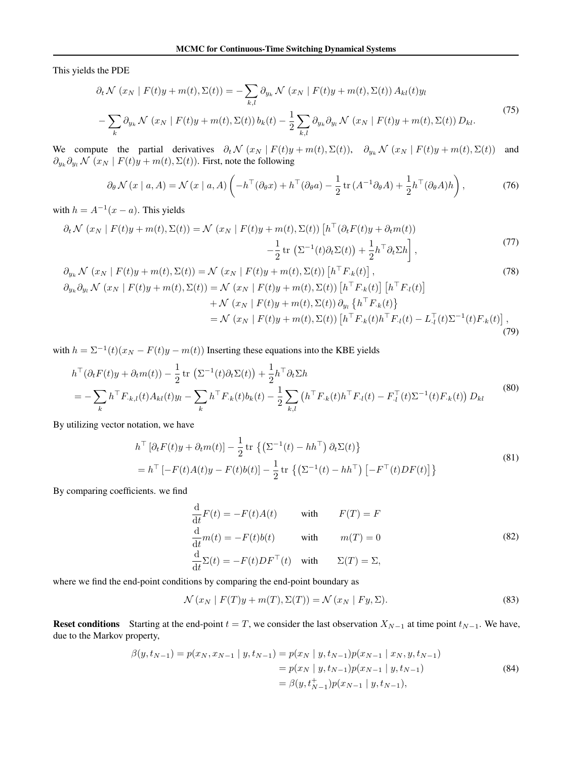This yields the PDE

$$
\begin{aligned}
\partial_t \mathcal{N}\left(x_N \mid F(t)y + m(t), \Sigma(t)\right) &= -\sum_{k,l} \partial_{y_k} \mathcal{N}\left(x_N \mid F(t)y + m(t), \Sigma(t)\right) A_{kl}(t) y_l \\
&- \sum_k \partial_{y_k} \mathcal{N}\left(x_N \mid F(t)y + m(t), \Sigma(t)\right) b_k(t) - \frac{1}{2}\sum_{k,l} \partial_{y_k}\partial_{y_l} \mathcal{N}\left(x_N \mid F(t)y + m(t), \Sigma(t)\right) D_{kl}.
\end{aligned} \tag{75}
$$

We compute the partial derivatives $\partial_t \mathcal{N}\left(x_N \mid F(t)y + m(t), \Sigma(t)\right)$, $\partial_{y_k} \mathcal{N}\left(x_N \mid F(t)y + m(t), \Sigma(t)\right)$ and $\partial_{y_k}\partial_{y_l} \mathcal{N}\left(x_N \mid F(t)y + m(t), \Sigma(t)\right)$. First, note the following

$$
\partial_\theta \mathcal{N}(x \mid a, A) = \mathcal{N}(x \mid a, A)\left(-h^\top(\partial_\theta x) + h^\top(\partial_\theta a) - \frac{1}{2}\operatorname{tr}\left(A^{-1}\partial_\theta A\right) + \frac{1}{2}h^\top(\partial_\theta A)h\right), \tag{76}
$$

with $h = A^{-1}(x - a)$. This yields

$$
\begin{aligned}
\partial_t \mathcal{N}\left(x_N \mid F(t)y + m(t), \Sigma(t)\right) &= \mathcal{N}\left(x_N \mid F(t)y + m(t), \Sigma(t)\right)\Big[h^\top(\partial_t F(t)y + \partial_t m(t)) \\
&\qquad - \frac{1}{2}\operatorname{tr}\left(\Sigma^{-1}(t)\partial_t\Sigma(t)\right) + \frac{1}{2}h^\top \partial_t \Sigma h\Big],
\end{aligned} \tag{77}
$$

$$
\partial_{y_k} \mathcal{N}\left(x_N \mid F(t)y + m(t), \Sigma(t)\right) = \mathcal{N}\left(x_N \mid F(t)y + m(t), \Sigma(t)\right)\left[h^\top F_{\cdot k}(t)\right], \tag{78}
$$

$$
\begin{aligned}
\partial_{y_k}\partial_{y_l} \mathcal{N}\left(x_N \mid F(t)y + m(t), \Sigma(t)\right) &= \mathcal{N}\left(x_N \mid F(t)y + m(t), \Sigma(t)\right)\left[h^\top F_{\cdot k}(t)\right]\left[h^\top F_{\cdot l}(t)\right] \\
&\quad + \mathcal{N}\left(x_N \mid F(t)y + m(t), \Sigma(t)\right)\partial_{y_l}\left\{h^\top F_{\cdot k}(t)\right\} \\
&= \mathcal{N}\left(x_N \mid F(t)y + m(t), \Sigma(t)\right)\left[h^\top F_{\cdot k}(t) h^\top F_{\cdot l}(t) - L_{\cdot l}^\top(t)\Sigma^{-1}(t)F_{\cdot k}(t)\right],
\end{aligned} \tag{79}
$$

with $h = \Sigma^{-1}(t)(x_N - F(t)y - m(t))$ Inserting these equations into the KBE yields

$$
\begin{aligned}
&h^\top(\partial_t F(t)y + \partial_t m(t)) - \frac{1}{2}\operatorname{tr}\left(\Sigma^{-1}(t)\partial_t\Sigma(t)\right) + \frac{1}{2}h^\top\partial_t\Sigma h \\
&= -\sum_k h^\top F_{\cdot k, l}(t)A_{kl}(t)y_l - \sum_k h^\top F_{\cdot k}(t)b_k(t) - \frac{1}{2}\sum_{k,l}\left(h^\top F_{\cdot k}(t)h^\top F_{\cdot l}(t) - F_{\cdot l}^\top(t)\Sigma^{-1}(t)F_{\cdot k}(t)\right)D_{kl}
\end{aligned} \tag{80}
$$

By utilizing vector notation, we have

$$
\begin{aligned}
&h^\top\left[\partial_t F(t)y + \partial_t m(t)\right] - \frac{1}{2}\operatorname{tr}\left\{\left(\Sigma^{-1}(t) - hh^\top\right)\partial_t\Sigma(t)\right\} \\
&= h^\top\left[-F(t)A(t)y - F(t)b(t)\right] - \frac{1}{2}\operatorname{tr}\left\{\left(\Sigma^{-1}(t) - hh^\top\right)\left[-F^\top(t)DF(t)\right]\right\}
\end{aligned} \tag{81}
$$

By comparing coefficients. we find

$$
\begin{aligned}
\frac{\mathrm{d}}{\mathrm{d}t}F(t) &= -F(t)A(t) &&\text{with} \qquad F(T) = F \\
\frac{\mathrm{d}}{\mathrm{d}t}m(t) &= -F(t)b(t) &&\text{with} \qquad m(T) = 0 \\
\frac{\mathrm{d}}{\mathrm{d}t}\Sigma(t) &= -F(t)DF^\top(t) &&\text{with} \qquad \Sigma(T) = \Sigma,
\end{aligned} \tag{82}
$$

where we find the end-point conditions by comparing the end-point boundary as

$$
\mathcal{N}\left(x_N \mid F(T)y + m(T), \Sigma(T)\right) = \mathcal{N}\left(x_N \mid Fy, \Sigma\right). \tag{83}
$$

**Reset conditions** Starting at the end-point $t = T$, we consider the last observation $X_{N-1}$ at time point $t_{N-1}$. We have, due to the Markov property,

$$
\begin{aligned}
\beta(y, t_{N-1}) = p(x_N, x_{N-1} \mid y, t_{N-1}) &= p(x_N \mid y, t_{N-1})p(x_{N-1} \mid x_N, y, t_{N-1}) \\
&= p(x_N \mid y, t_{N-1})p(x_{N-1} \mid y, t_{N-1}) \\
&= \beta(y, t_{N-1}^+)p(x_{N-1} \mid y, t_{N-1}),
\end{aligned} \tag{84}
$$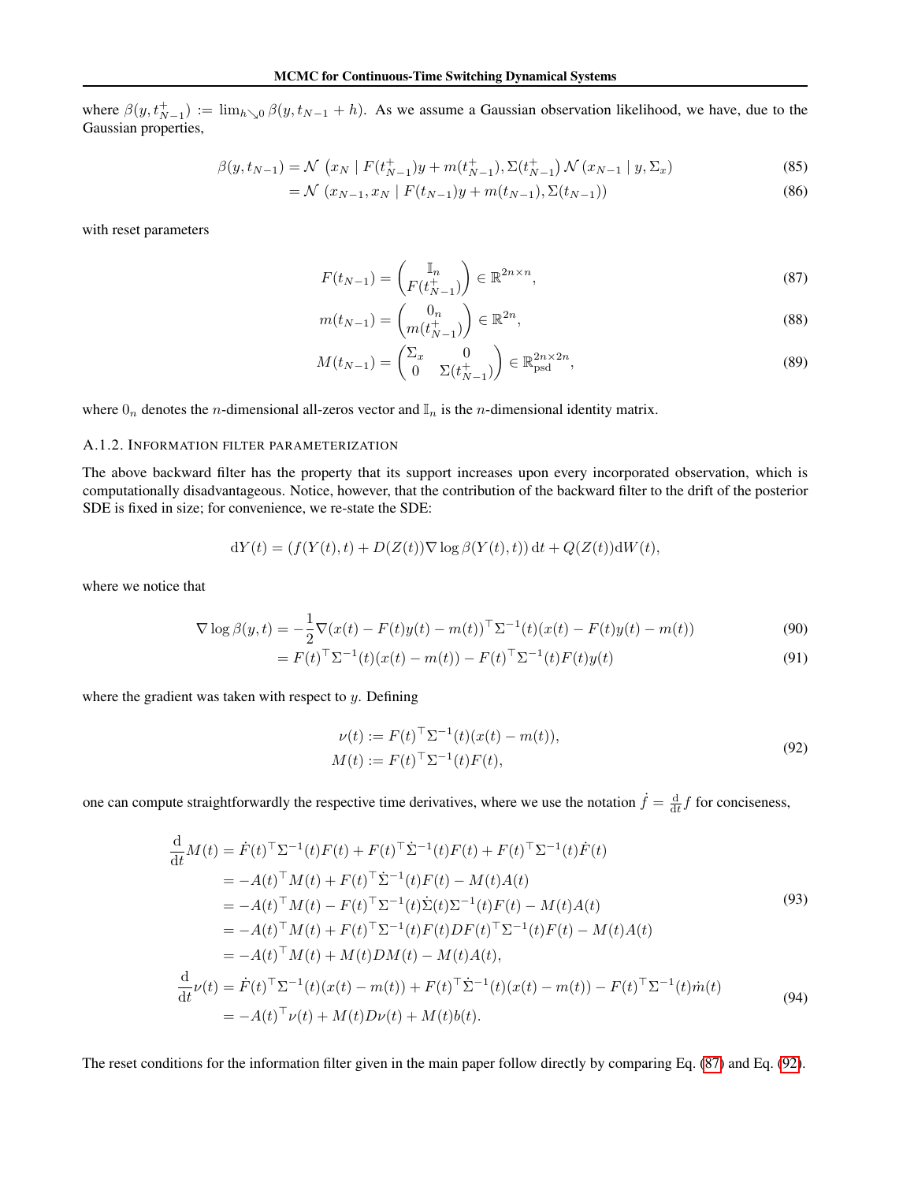where $\beta(y, t_{N-1}^+) := \lim_{h \searrow 0} \beta(y, t_{N-1} + h)$. As we assume a Gaussian observation likelihood, we have, due to the Gaussian properties,

$$
\begin{aligned}
\beta(y, t_{N-1}) &= \mathcal{N}\left(x_N \mid F(t_{N-1}^+)y + m(t_{N-1}^+), \Sigma(t_{N-1}^+)\right) \mathcal{N}\left(x_{N-1} \mid y, \Sigma_x\right) && (85)\\
&= \mathcal{N}\left(x_{N-1}, x_N \mid F(t_{N-1})y + m(t_{N-1}), \Sigma(t_{N-1})\right) && (86)
\end{aligned}
$$

with reset parameters

$$
F(t_{N-1}) = \begin{pmatrix} \mathbb{I}_n \\ F(t_{N-1}^+) \end{pmatrix} \in \mathbb{R}^{2n \times n}, \tag{87}
$$

$$
m(t_{N-1}) = \begin{pmatrix} 0_n \\ m(t_{N-1}^+) \end{pmatrix} \in \mathbb{R}^{2n}, \tag{88}
$$

$$
M(t_{N-1}) = \begin{pmatrix} \Sigma_x & 0 \\ 0 & \Sigma(t_{N-1}^+) \end{pmatrix} \in \mathbb{R}_{\text{psd}}^{2n \times 2n}, \tag{89}
$$

where $0_n$ denotes the $n$-dimensional all-zeros vector and $\mathbb{I}_n$ is the $n$-dimensional identity matrix.

### A.1.2. Information filter parameterization

The above backward filter has the property that its support increases upon every incorporated observation, which is computationally disadvantageous. Notice, however, that the contribution of the backward filter to the drift of the posterior SDE is fixed in size; for convenience, we re-state the SDE:

$$
\mathrm{d}Y(t) = \left(f(Y(t), t) + D(Z(t)) \nabla \log \beta(Y(t), t)\right) \mathrm{d}t + Q(Z(t)) \mathrm{d}W(t),
$$

where we notice that

$$
\begin{aligned}
\nabla \log \beta(y, t) &= -\frac{1}{2} \nabla (x(t) - F(t)y(t) - m(t))^\top \Sigma^{-1}(t)(x(t) - F(t)y(t) - m(t)) && (90)\\
&= F(t)^\top \Sigma^{-1}(t)(x(t) - m(t)) - F(t)^\top \Sigma^{-1}(t) F(t) y(t) && (91)
\end{aligned}
$$

where the gradient was taken with respect to $y$. Defining

$$
\begin{aligned}
\nu(t) &:= F(t)^\top \Sigma^{-1}(t)(x(t) - m(t)), \\
M(t) &:= F(t)^\top \Sigma^{-1}(t) F(t),
\end{aligned} \tag{92}
$$

one can compute straightforwardly the respective time derivatives, where we use the notation $\dot{f} = \frac{\mathrm{d}}{\mathrm{d}t} f$ for conciseness,

$$
\begin{aligned}
\frac{\mathrm{d}}{\mathrm{d}t} M(t) &= \dot{F}(t)^\top \Sigma^{-1}(t) F(t) + F(t)^\top \dot{\Sigma}^{-1}(t) F(t) + F(t)^\top \Sigma^{-1}(t) \dot{F}(t) \\
&= -A(t)^\top M(t) + F(t)^\top \dot{\Sigma}^{-1}(t) F(t) - M(t) A(t) \\
&= -A(t)^\top M(t) - F(t)^\top \Sigma^{-1}(t) \dot{\Sigma}(t) \Sigma^{-1}(t) F(t) - M(t) A(t) \\
&= -A(t)^\top M(t) + F(t)^\top \Sigma^{-1}(t) F(t) D F(t)^\top \Sigma^{-1}(t) F(t) - M(t) A(t) \\
&= -A(t)^\top M(t) + M(t) D M(t) - M(t) A(t),
\end{aligned} \tag{93}
$$

$$
\begin{aligned}
\frac{\mathrm{d}}{\mathrm{d}t} \nu(t) &= \dot{F}(t)^\top \Sigma^{-1}(t)(x(t) - m(t)) + F(t)^\top \dot{\Sigma}^{-1}(t)(x(t) - m(t)) - F(t)^\top \Sigma^{-1}(t) \dot{m}(t) \\
&= -A(t)^\top \nu(t) + M(t) D \nu(t) + M(t) b(t).
\end{aligned} \tag{94}
$$

The reset conditions for the information filter given in the main paper follow directly by comparing Eq. (87) and Eq. (92).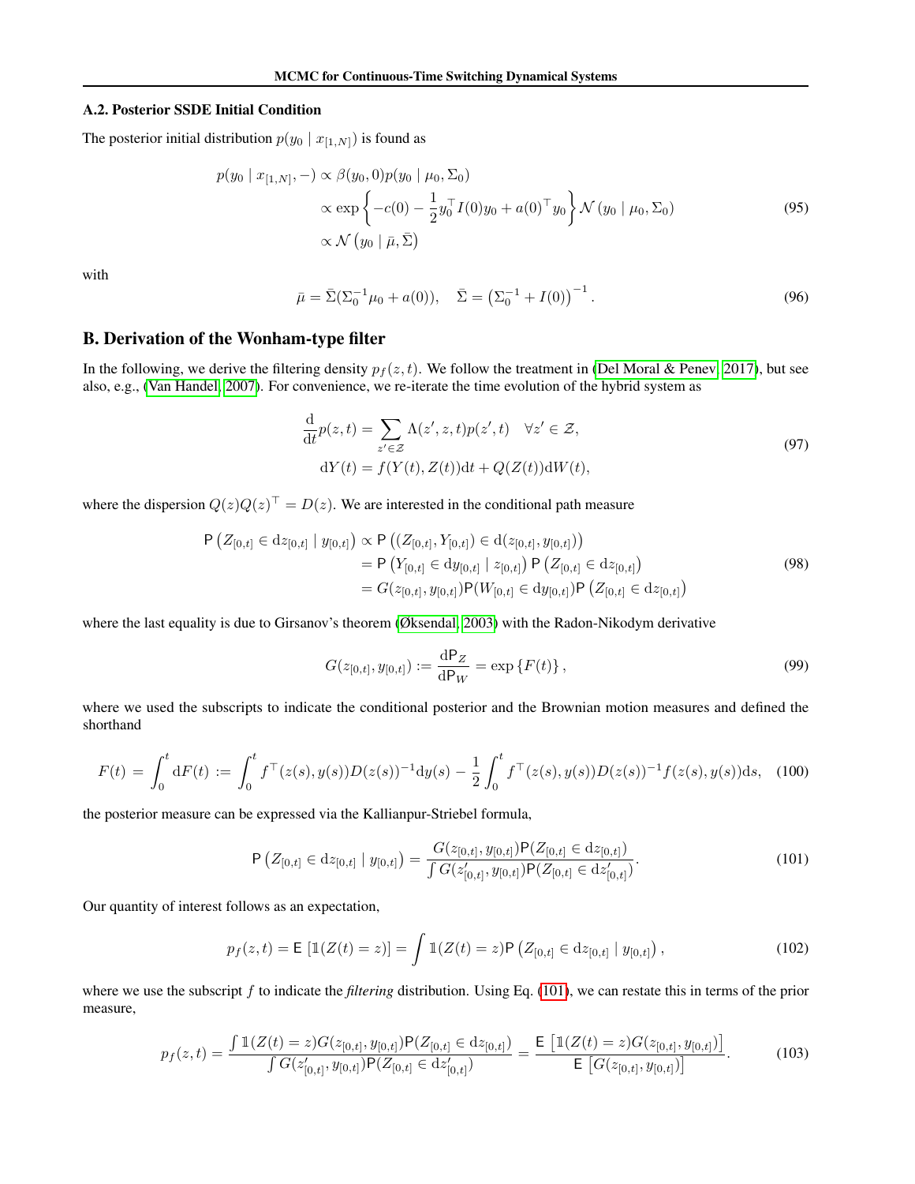### A.2. Posterior SSDE Initial Condition

The posterior initial distribution $p(y_0 \mid x_{[1,N]})$ is found as

$$
\begin{aligned}
p(y_0 \mid x_{[1,N]}, -) &\propto \beta(y_0, 0) p(y_0 \mid \mu_0, \Sigma_0) \\
&\propto \exp\left\{-c(0) - \frac{1}{2} y_0^\top I(0) y_0 + a(0)^\top y_0\right\} \mathcal{N}\left(y_0 \mid \mu_0, \Sigma_0\right) \\
&\propto \mathcal{N}\left(y_0 \mid \bar{\mu}, \bar{\Sigma}\right)
\end{aligned}
\tag{95}
$$

with

$$
\bar{\mu} = \bar{\Sigma}(\Sigma_0^{-1}\mu_0 + a(0)), \quad \bar{\Sigma} = \left(\Sigma_0^{-1} + I(0)\right)^{-1}. \tag{96}
$$

## B. Derivation of the Wonham-type filter

In the following, we derive the filtering density $p_f(z,t)$. We follow the treatment in (Del Moral & Penev, 2017), but see also, e.g., (Van Handel, 2007). For convenience, we re-iterate the time evolution of the hybrid system as

$$
\begin{aligned}
\frac{\mathrm{d}}{\mathrm{d}t} p(z,t) &= \sum_{z' \in \mathcal{Z}} \Lambda(z', z, t) p(z', t) \quad \forall z' \in \mathcal{Z}, \\
\mathrm{d}Y(t) &= f(Y(t), Z(t))\mathrm{d}t + Q(Z(t))\mathrm{d}W(t),
\end{aligned}
\tag{97}
$$

where the dispersion $Q(z)Q(z)^\top = D(z)$. We are interested in the conditional path measure

$$
\begin{aligned}
\mathsf{P}\left(Z_{[0,t]} \in \mathrm{d}z_{[0,t]} \mid y_{[0,t]}\right) &\propto \mathsf{P}\left((Z_{[0,t]}, Y_{[0,t]}) \in \mathrm{d}(z_{[0,t]}, y_{[0,t]})\right) \\
&= \mathsf{P}\left(Y_{[0,t]} \in \mathrm{d}y_{[0,t]} \mid z_{[0,t]}\right) \mathsf{P}\left(Z_{[0,t]} \in \mathrm{d}z_{[0,t]}\right) \\
&= G(z_{[0,t]}, y_{[0,t]}) \mathsf{P}(W_{[0,t]} \in \mathrm{d}y_{[0,t]}) \mathsf{P}\left(Z_{[0,t]} \in \mathrm{d}z_{[0,t]}\right)
\end{aligned}
\tag{98}
$$

where the last equality is due to Girsanov's theorem (Øksendal, 2003) with the Radon-Nikodym derivative

$$
G(z_{[0,t]}, y_{[0,t]}) := \frac{\mathrm{d}\mathsf{P}_Z}{\mathrm{d}\mathsf{P}_W} = \exp\left\{F(t)\right\}, \tag{99}
$$

where we used the subscripts to indicate the conditional posterior and the Brownian motion measures and defined the shorthand

$$
F(t) = \int_0^t \mathrm{d}F(t) := \int_0^t f^\top(z(s), y(s)) D(z(s))^{-1} \mathrm{d}y(s) - \frac{1}{2}\int_0^t f^\top(z(s), y(s)) D(z(s))^{-1} f(z(s), y(s)) \mathrm{d}s, \tag{100}
$$

the posterior measure can be expressed via the Kallianpur-Striebel formula,

$$
\mathsf{P}\left(Z_{[0,t]} \in \mathrm{d}z_{[0,t]} \mid y_{[0,t]}\right) = \frac{G(z_{[0,t]}, y_{[0,t]}) \mathsf{P}(Z_{[0,t]} \in \mathrm{d}z_{[0,t]})}{\int G(z'_{[0,t]}, y_{[0,t]}) \mathsf{P}(Z_{[0,t]} \in \mathrm{d}z'_{[0,t]})}. \tag{101}
$$

Our quantity of interest follows as an expectation,

$$
p_f(z,t) = \mathsf{E}\left[\mathbb{1}(Z(t) = z)\right] = \int \mathbb{1}(Z(t) = z) \mathsf{P}\left(Z_{[0,t]} \in \mathrm{d}z_{[0,t]} \mid y_{[0,t]}\right), \tag{102}
$$

where we use the subscript $f$ to indicate the *filtering* distribution. Using Eq. (101), we can restate this in terms of the prior measure,

$$
p_f(z,t) = \frac{\int \mathbb{1}(Z(t) = z) G(z_{[0,t]}, y_{[0,t]}) \mathsf{P}(Z_{[0,t]} \in \mathrm{d}z_{[0,t]})}{\int G(z'_{[0,t]}, y_{[0,t]}) \mathsf{P}(Z_{[0,t]} \in \mathrm{d}z'_{[0,t]})} = \frac{\mathsf{E}\left[\mathbb{1}(Z(t) = z) G(z_{[0,t]}, y_{[0,t]})\right]}{\mathsf{E}\left[G(z_{[0,t]}, y_{[0,t]})\right]}. \tag{103}
$$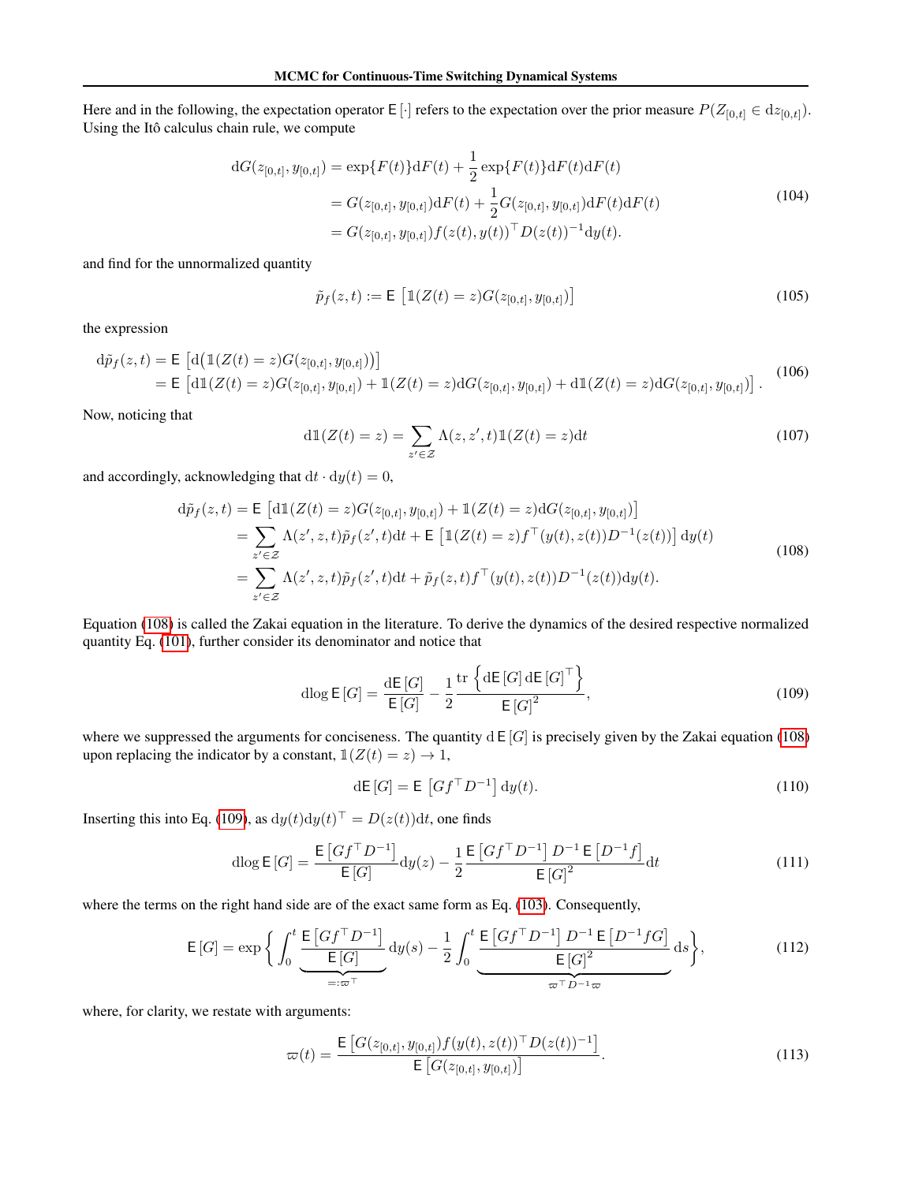Here and in the following, the expectation operator $\mathsf{E}[\cdot]$ refers to the expectation over the prior measure $P(Z_{[0,t]} \in \mathrm{d}z_{[0,t]})$. Using the Itô calculus chain rule, we compute

$$
\begin{aligned}
\mathrm{d}G(z_{[0,t]}, y_{[0,t]}) &= \exp\{F(t)\}\mathrm{d}F(t) + \frac{1}{2}\exp\{F(t)\}\mathrm{d}F(t)\mathrm{d}F(t) \\
&= G(z_{[0,t]}, y_{[0,t]})\mathrm{d}F(t) + \frac{1}{2}G(z_{[0,t]}, y_{[0,t]})\mathrm{d}F(t)\mathrm{d}F(t) \\
&= G(z_{[0,t]}, y_{[0,t]}) f(z(t), y(t))^\top D(z(t))^{-1}\mathrm{d}y(t).
\end{aligned}
\tag{104}
$$

and find for the unnormalized quantity

$$
\tilde{p}_f(z,t) := \mathsf{E}\left[\mathbb{1}(Z(t) = z)G(z_{[0,t]}, y_{[0,t]})\right] \tag{105}
$$

the expression

$$
\begin{aligned}
\mathrm{d}\tilde{p}_f(z,t) &= \mathsf{E}\left[\mathrm{d}\big(\mathbb{1}(Z(t)=z)G(z_{[0,t]}, y_{[0,t]})\big)\right] \\
&= \mathsf{E}\left[\mathrm{d}\mathbb{1}(Z(t)=z)G(z_{[0,t]}, y_{[0,t]}) + \mathbb{1}(Z(t)=z)\mathrm{d}G(z_{[0,t]}, y_{[0,t]}) + \mathrm{d}\mathbb{1}(Z(t)=z)\mathrm{d}G(z_{[0,t]}, y_{[0,t]})\right].
\end{aligned}
\tag{106}
$$

Now, noticing that

$$
\mathrm{d}\mathbb{1}(Z(t)=z) = \sum_{z' \in \mathcal{Z}} \Lambda(z, z', t)\mathbb{1}(Z(t)=z)\mathrm{d}t \tag{107}
$$

and accordingly, acknowledging that $\mathrm{d}t \cdot \mathrm{d}y(t) = 0$,

$$
\begin{aligned}
\mathrm{d}\tilde{p}_f(z,t) &= \mathsf{E}\left[\mathrm{d}\mathbb{1}(Z(t)=z)G(z_{[0,t]}, y_{[0,t]}) + \mathbb{1}(Z(t)=z)\mathrm{d}G(z_{[0,t]}, y_{[0,t]})\right] \\
&= \sum_{z' \in \mathcal{Z}} \Lambda(z', z, t)\tilde{p}_f(z', t)\mathrm{d}t + \mathsf{E}\left[\mathbb{1}(Z(t)=z)f^\top(y(t), z(t))D^{-1}(z(t))\right]\mathrm{d}y(t) \\
&= \sum_{z' \in \mathcal{Z}} \Lambda(z', z, t)\tilde{p}_f(z', t)\mathrm{d}t + \tilde{p}_f(z,t)f^\top(y(t), z(t))D^{-1}(z(t))\mathrm{d}y(t).
\end{aligned}
\tag{108}
$$

Equation (108) is called the Zakai equation in the literature. To derive the dynamics of the desired respective normalized quantity Eq. (101), further consider its denominator and notice that

$$
\mathrm{d}\log \mathsf{E}[G] = \frac{\mathrm{d}\mathsf{E}[G]}{\mathsf{E}[G]} - \frac{1}{2}\frac{\operatorname{tr}\left\{\mathrm{d}\mathsf{E}[G]\,\mathrm{d}\mathsf{E}[G]^\top\right\}}{\mathsf{E}[G]^2}, \tag{109}
$$

where we suppressed the arguments for conciseness. The quantity $\mathrm{d}\,\mathsf{E}[G]$ is precisely given by the Zakai equation (108) upon replacing the indicator by a constant, $\mathbb{1}(Z(t)=z) \to 1$,

$$
\mathrm{d}\mathsf{E}[G] = \mathsf{E}\left[Gf^\top D^{-1}\right]\mathrm{d}y(t). \tag{110}
$$

Inserting this into Eq. (109), as $\mathrm{d}y(t)\mathrm{d}y(t)^\top = D(z(t))\mathrm{d}t$, one finds

$$
\mathrm{d}\log \mathsf{E}[G] = \frac{\mathsf{E}\left[Gf^\top D^{-1}\right]}{\mathsf{E}[G]}\mathrm{d}y(z) - \frac{1}{2}\frac{\mathsf{E}\left[Gf^\top D^{-1}\right]D^{-1}\,\mathsf{E}\left[D^{-1}f\right]}{\mathsf{E}[G]^2}\mathrm{d}t \tag{111}
$$

where the terms on the right hand side are of the exact same form as Eq. (103). Consequently,

$$
\mathsf{E}[G] = \exp\Bigg\{\int_0^t \underbrace{\frac{\mathsf{E}\left[Gf^\top D^{-1}\right]}{\mathsf{E}[G]}}_{=:\varpi^\top}\mathrm{d}y(s) - \frac{1}{2}\int_0^t \underbrace{\frac{\mathsf{E}\left[Gf^\top D^{-1}\right]D^{-1}\,\mathsf{E}\left[D^{-1}fG\right]}{\mathsf{E}[G]^2}}_{\varpi^\top D^{-1}\varpi}\mathrm{d}s\Bigg\}, \tag{112}
$$

where, for clarity, we restate with arguments:

$$
\varpi(t) = \frac{\mathsf{E}\left[G(z_{[0,t]}, y_{[0,t]})f(y(t), z(t))^\top D(z(t))^{-1}\right]}{\mathsf{E}\left[G(z_{[0,t]}, y_{[0,t]})\right]}. \tag{113}
$$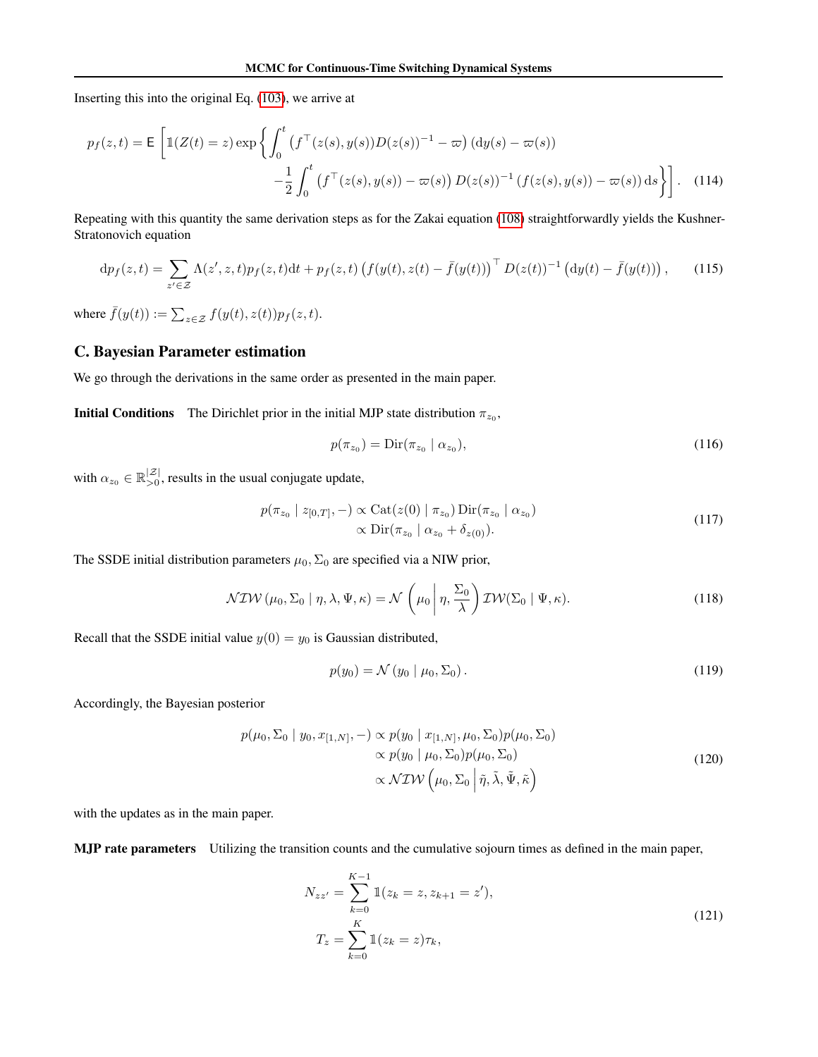Inserting this into the original Eq. (103), we arrive at

$$p_f(z,t) = \mathsf{E}\left[\mathbb{1}(Z(t)=z)\exp\left\{\int_0^t \left(f^\top(z(s),y(s))D(z(s))^{-1} - \varpi\right)(\mathrm{d}y(s) - \varpi(s)) \right.\right.$$
$$\left.\left. -\frac{1}{2}\int_0^t \left(f^\top(z(s),y(s)) - \varpi(s)\right) D(z(s))^{-1}\left(f(z(s),y(s)) - \varpi(s)\right)\mathrm{d}s\right\}\right]. \quad (114)$$

Repeating with this quantity the same derivation steps as for the Zakai equation (108) straightforwardly yields the Kushner-Stratonovich equation

$$\mathrm{d}p_f(z,t) = \sum_{z'\in\mathcal{Z}} \Lambda(z',z,t)p_f(z,t)\mathrm{d}t + p_f(z,t)\left(f(y(t),z(t) - \bar{f}(y(t))\right)^\top D(z(t))^{-1}\left(\mathrm{d}y(t) - \bar{f}(y(t))\right), \quad (115)$$

where $\bar{f}(y(t)) := \sum_{z\in\mathcal{Z}} f(y(t),z(t))p_f(z,t)$.

## C. Bayesian Parameter estimation

We go through the derivations in the same order as presented in the main paper.

**Initial Conditions** The Dirichlet prior in the initial MJP state distribution $\pi_{z_0}$,

$$p(\pi_{z_0}) = \mathrm{Dir}(\pi_{z_0} \mid \alpha_{z_0}), \quad (116)$$

with $\alpha_{z_0} \in \mathbb{R}^{|\mathcal{Z}|}_{>0}$, results in the usual conjugate update,

$$\begin{aligned} p(\pi_{z_0} \mid z_{[0,T]}, -) &\propto \mathrm{Cat}(z(0) \mid \pi_{z_0})\,\mathrm{Dir}(\pi_{z_0} \mid \alpha_{z_0}) \\ &\propto \mathrm{Dir}(\pi_{z_0} \mid \alpha_{z_0} + \delta_{z(0)}). \end{aligned} \quad (117)$$

The SSDE initial distribution parameters $\mu_0, \Sigma_0$ are specified via a NIW prior,

$$\mathcal{NIW}(\mu_0, \Sigma_0 \mid \eta, \lambda, \Psi, \kappa) = \mathcal{N}\left(\mu_0 \,\middle|\, \eta, \frac{\Sigma_0}{\lambda}\right)\mathcal{IW}(\Sigma_0 \mid \Psi, \kappa). \quad (118)$$

Recall that the SSDE initial value $y(0) = y_0$ is Gaussian distributed,

$$p(y_0) = \mathcal{N}(y_0 \mid \mu_0, \Sigma_0). \quad (119)$$

Accordingly, the Bayesian posterior

$$\begin{aligned} p(\mu_0, \Sigma_0 \mid y_0, x_{[1,N]}, -) &\propto p(y_0 \mid x_{[1,N]}, \mu_0, \Sigma_0)p(\mu_0, \Sigma_0) \\ &\propto p(y_0 \mid \mu_0, \Sigma_0)p(\mu_0, \Sigma_0) \\ &\propto \mathcal{NIW}\left(\mu_0, \Sigma_0 \,\middle|\, \tilde{\eta}, \tilde{\lambda}, \tilde{\Psi}, \tilde{\kappa}\right) \end{aligned} \quad (120)$$

with the updates as in the main paper.

**MJP rate parameters** Utilizing the transition counts and the cumulative sojourn times as defined in the main paper,

$$\begin{aligned} N_{zz'} &= \sum_{k=0}^{K-1} \mathbb{1}(z_k = z, z_{k+1} = z'), \\ T_z &= \sum_{k=0}^{K} \mathbb{1}(z_k = z)\tau_k, \end{aligned} \quad (121)$$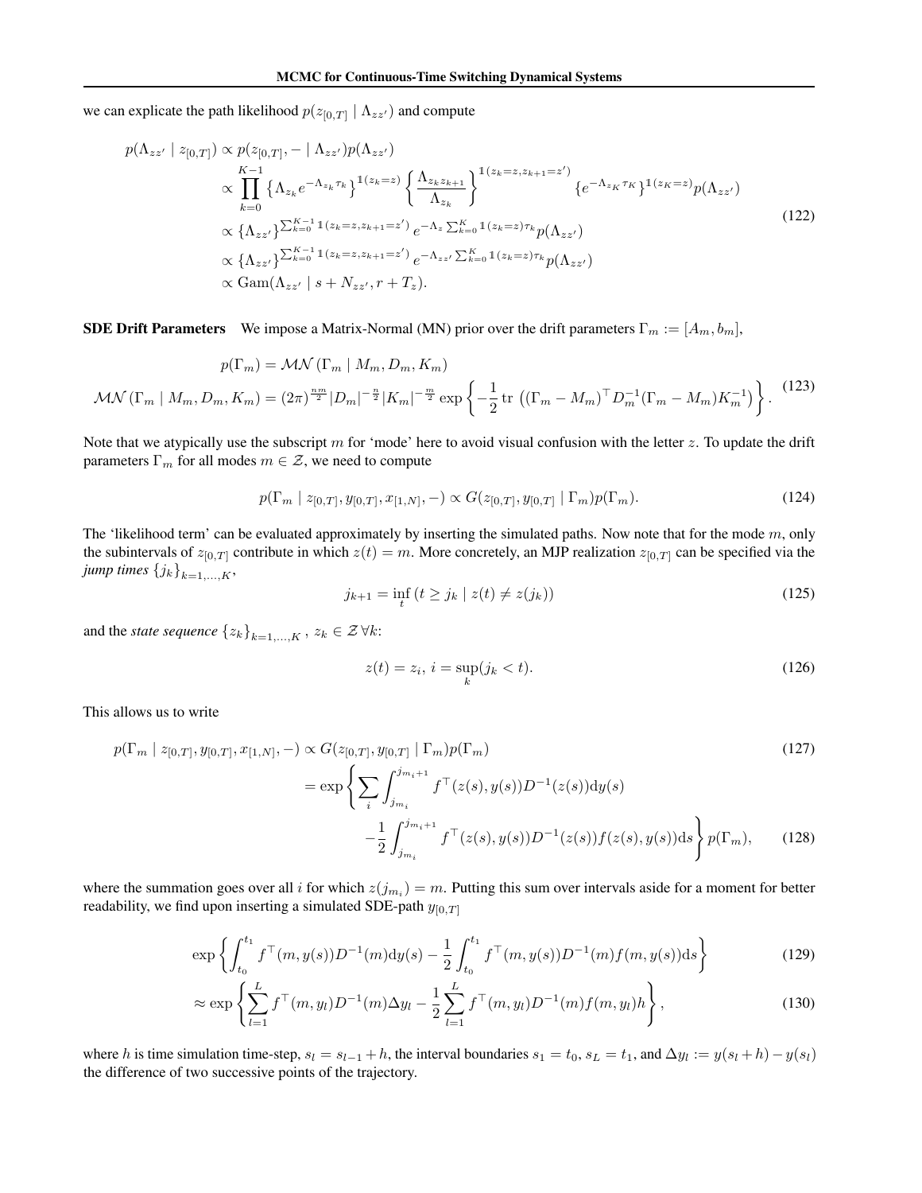we can explicate the path likelihood $p(z_{[0,T]} \mid \Lambda_{zz'})$ and compute

$$
\begin{aligned}
p(\Lambda_{zz'} \mid z_{[0,T]}) &\propto p(z_{[0,T]}, - \mid \Lambda_{zz'})p(\Lambda_{zz'}) \\
&\propto \prod_{k=0}^{K-1} \left\{\Lambda_{z_k} e^{-\Lambda_{z_k}\tau_k}\right\}^{\mathbb{1}(z_k=z)} \left\{\frac{\Lambda_{z_k z_{k+1}}}{\Lambda_{z_k}}\right\}^{\mathbb{1}(z_k=z, z_{k+1}=z')} \left\{e^{-\Lambda_{z_K}\tau_K}\right\}^{\mathbb{1}(z_K=z)} p(\Lambda_{zz'}) \\
&\propto \left\{\Lambda_{zz'}\right\}^{\sum_{k=0}^{K-1}\mathbb{1}(z_k=z, z_{k+1}=z')} e^{-\Lambda_z \sum_{k=0}^{K}\mathbb{1}(z_k=z)\tau_k} p(\Lambda_{zz'}) \\
&\propto \left\{\Lambda_{zz'}\right\}^{\sum_{k=0}^{K-1}\mathbb{1}(z_k=z, z_{k+1}=z')} e^{-\Lambda_{zz'} \sum_{k=0}^{K}\mathbb{1}(z_k=z)\tau_k} p(\Lambda_{zz'}) \\
&\propto \mathrm{Gam}(\Lambda_{zz'} \mid s + N_{zz'}, r + T_z).
\end{aligned}
\tag{122}
$$

**SDE Drift Parameters** We impose a Matrix-Normal (MN) prior over the drift parameters $\Gamma_m := [A_m, b_m]$,

$$
\begin{aligned}
p(\Gamma_m) &= \mathcal{MN}\left(\Gamma_m \mid M_m, D_m, K_m\right) \\
\mathcal{MN}\left(\Gamma_m \mid M_m, D_m, K_m\right) &= (2\pi)^{\frac{nm}{2}} |D_m|^{-\frac{n}{2}} |K_m|^{-\frac{m}{2}} \exp\left\{-\frac{1}{2}\operatorname{tr}\left((\Gamma_m - M_m)^\top D_m^{-1}(\Gamma_m - M_m)K_m^{-1}\right)\right\}.
\end{aligned}
\tag{123}
$$

Note that we atypically use the subscript $m$ for 'mode' here to avoid visual confusion with the letter $z$. To update the drift parameters $\Gamma_m$ for all modes $m \in \mathcal{Z}$, we need to compute

$$
p(\Gamma_m \mid z_{[0,T]}, y_{[0,T]}, x_{[1,N]}, -) \propto G(z_{[0,T]}, y_{[0,T]} \mid \Gamma_m)p(\Gamma_m). \tag{124}
$$

The 'likelihood term' can be evaluated approximately by inserting the simulated paths. Now note that for the mode $m$, only the subintervals of $z_{[0,T]}$ contribute in which $z(t) = m$. More concretely, an MJP realization $z_{[0,T]}$ can be specified via the *jump times* $\{j_k\}_{k=1,\dots,K}$,

$$
j_{k+1} = \inf_t \left(t \geq j_k \mid z(t) \neq z(j_k)\right) \tag{125}
$$

and the *state sequence* $\{z_k\}_{k=1,\dots,K}$ , $z_k \in \mathcal{Z}\,\forall k$:

$$
z(t) = z_i,\; i = \sup_k (j_k < t). \tag{126}
$$

This allows us to write

$$
\begin{aligned}
p(\Gamma_m \mid z_{[0,T]}, y_{[0,T]}, x_{[1,N]}, -) &\propto G(z_{[0,T]}, y_{[0,T]} \mid \Gamma_m)p(\Gamma_m) && (127) \\
&= \exp\left\{\sum_i \int_{j_{m_i}}^{j_{m_i+1}} f^\top(z(s), y(s))D^{-1}(z(s))\mathrm{d}y(s) \right. \\
&\qquad \left. -\frac{1}{2}\int_{j_{m_i}}^{j_{m_i+1}} f^\top(z(s), y(s))D^{-1}(z(s))f(z(s), y(s))\mathrm{d}s\right\} p(\Gamma_m), && (128)
\end{aligned}
$$

where the summation goes over all $i$ for which $z(j_{m_i}) = m$. Putting this sum over intervals aside for a moment for better readability, we find upon inserting a simulated SDE-path $y_{[0,T]}$

$$
\begin{aligned}
&\exp\left\{\int_{t_0}^{t_1} f^\top(m, y(s))D^{-1}(m)\mathrm{d}y(s) - \frac{1}{2}\int_{t_0}^{t_1} f^\top(m, y(s))D^{-1}(m)f(m, y(s))\mathrm{d}s\right\} && (129) \\
&\approx \exp\left\{\sum_{l=1}^{L} f^\top(m, y_l)D^{-1}(m)\Delta y_l - \frac{1}{2}\sum_{l=1}^{L} f^\top(m, y_l)D^{-1}(m)f(m, y_l)h\right\}, && (130)
\end{aligned}
$$

where $h$ is time simulation time-step, $s_l = s_{l-1} + h$, the interval boundaries $s_1 = t_0$, $s_L = t_1$, and $\Delta y_l := y(s_l + h) - y(s_l)$ the difference of two successive points of the trajectory.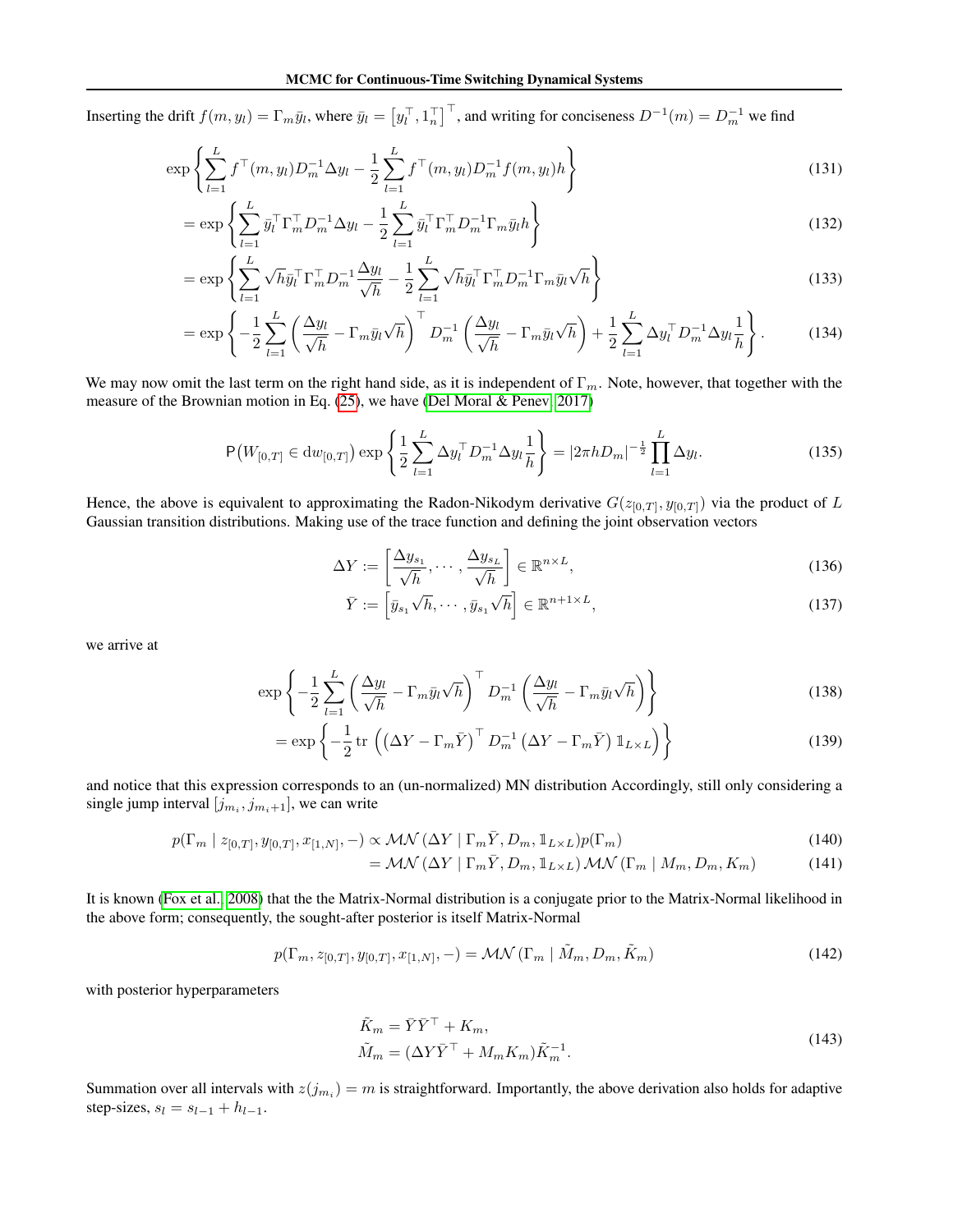Inserting the drift $f(m, y_l) = \Gamma_m \bar{y}_l$, where $\bar{y}_l = \left[y_l^\top, 1_n^\top\right]^\top$, and writing for conciseness $D^{-1}(m) = D_m^{-1}$ we find

$$
\exp\left\{\sum_{l=1}^{L} f^\top(m, y_l) D_m^{-1} \Delta y_l - \frac{1}{2}\sum_{l=1}^{L} f^\top(m, y_l) D_m^{-1} f(m, y_l) h\right\} \tag{131}
$$

$$
= \exp\left\{\sum_{l=1}^{L} \bar{y}_l^\top \Gamma_m^\top D_m^{-1} \Delta y_l - \frac{1}{2}\sum_{l=1}^{L} \bar{y}_l^\top \Gamma_m^\top D_m^{-1} \Gamma_m \bar{y}_l h\right\} \tag{132}
$$

$$
= \exp\left\{\sum_{l=1}^{L} \sqrt{h}\bar{y}_l^\top \Gamma_m^\top D_m^{-1} \frac{\Delta y_l}{\sqrt{h}} - \frac{1}{2}\sum_{l=1}^{L} \sqrt{h}\bar{y}_l^\top \Gamma_m^\top D_m^{-1} \Gamma_m \bar{y}_l \sqrt{h}\right\} \tag{133}
$$

$$
= \exp\left\{-\frac{1}{2}\sum_{l=1}^{L} \left(\frac{\Delta y_l}{\sqrt{h}} - \Gamma_m \bar{y}_l \sqrt{h}\right)^\top D_m^{-1} \left(\frac{\Delta y_l}{\sqrt{h}} - \Gamma_m \bar{y}_l \sqrt{h}\right) + \frac{1}{2}\sum_{l=1}^{L} \Delta y_l^\top D_m^{-1} \Delta y_l \frac{1}{h}\right\}. \tag{134}
$$

We may now omit the last term on the right hand side, as it is independent of $\Gamma_m$. Note, however, that together with the measure of the Brownian motion in Eq. (25), we have (Del Moral & Penev, 2017)

$$
\mathsf{P}\big(W_{[0,T]} \in \mathrm{d}w_{[0,T]}\big) \exp\left\{\frac{1}{2}\sum_{l=1}^{L} \Delta y_l^\top D_m^{-1} \Delta y_l \frac{1}{h}\right\} = |2\pi h D_m|^{-\frac{1}{2}} \prod_{l=1}^{L} \Delta y_l. \tag{135}
$$

Hence, the above is equivalent to approximating the Radon-Nikodym derivative $G(z_{[0,T]}, y_{[0,T]})$ via the product of $L$ Gaussian transition distributions. Making use of the trace function and defining the joint observation vectors

$$
\Delta Y := \left[\frac{\Delta y_{s_1}}{\sqrt{h}}, \cdots, \frac{\Delta y_{s_L}}{\sqrt{h}}\right] \in \mathbb{R}^{n \times L}, \tag{136}
$$

$$
\bar{Y} := \left[\bar{y}_{s_1}\sqrt{h}, \cdots, \bar{y}_{s_1}\sqrt{h}\right] \in \mathbb{R}^{n+1 \times L}, \tag{137}
$$

we arrive at

$$
\exp\left\{-\frac{1}{2}\sum_{l=1}^{L} \left(\frac{\Delta y_l}{\sqrt{h}} - \Gamma_m \bar{y}_l \sqrt{h}\right)^\top D_m^{-1} \left(\frac{\Delta y_l}{\sqrt{h}} - \Gamma_m \bar{y}_l \sqrt{h}\right)\right\} \tag{138}
$$

$$
= \exp\left\{-\frac{1}{2}\operatorname{tr}\left(\left(\Delta Y - \Gamma_m \bar{Y}\right)^\top D_m^{-1} \left(\Delta Y - \Gamma_m \bar{Y}\right) \mathbb{1}_{L \times L}\right)\right\} \tag{139}
$$

and notice that this expression corresponds to an (un-normalized) MN distribution Accordingly, still only considering a single jump interval $[j_{m_i}, j_{m_i+1}]$, we can write

$$
p(\Gamma_m \mid z_{[0,T]}, y_{[0,T]}, x_{[1,N]}, -) \propto \mathcal{MN}\left(\Delta Y \mid \Gamma_m \bar{Y}, D_m, \mathbb{1}_{L \times L}\right) p(\Gamma_m) \tag{140}
$$

$$
= \mathcal{MN}\left(\Delta Y \mid \Gamma_m \bar{Y}, D_m, \mathbb{1}_{L \times L}\right) \mathcal{MN}\left(\Gamma_m \mid M_m, D_m, K_m\right) \tag{141}
$$

It is known (Fox et al., 2008) that the the Matrix-Normal distribution is a conjugate prior to the Matrix-Normal likelihood in the above form; consequently, the sought-after posterior is itself Matrix-Normal

$$
p(\Gamma_m, z_{[0,T]}, y_{[0,T]}, x_{[1,N]}, -) = \mathcal{MN}\left(\Gamma_m \mid \tilde{M}_m, D_m, \tilde{K}_m\right) \tag{142}
$$

with posterior hyperparameters

$$
\begin{aligned}
\tilde{K}_m &= \bar{Y}\bar{Y}^\top + K_m, \\
\tilde{M}_m &= (\Delta Y \bar{Y}^\top + M_m K_m)\tilde{K}_m^{-1}.
\end{aligned} \tag{143}
$$

Summation over all intervals with $z(j_{m_i}) = m$ is straightforward. Importantly, the above derivation also holds for adaptive step-sizes, $s_l = s_{l-1} + h_{l-1}$.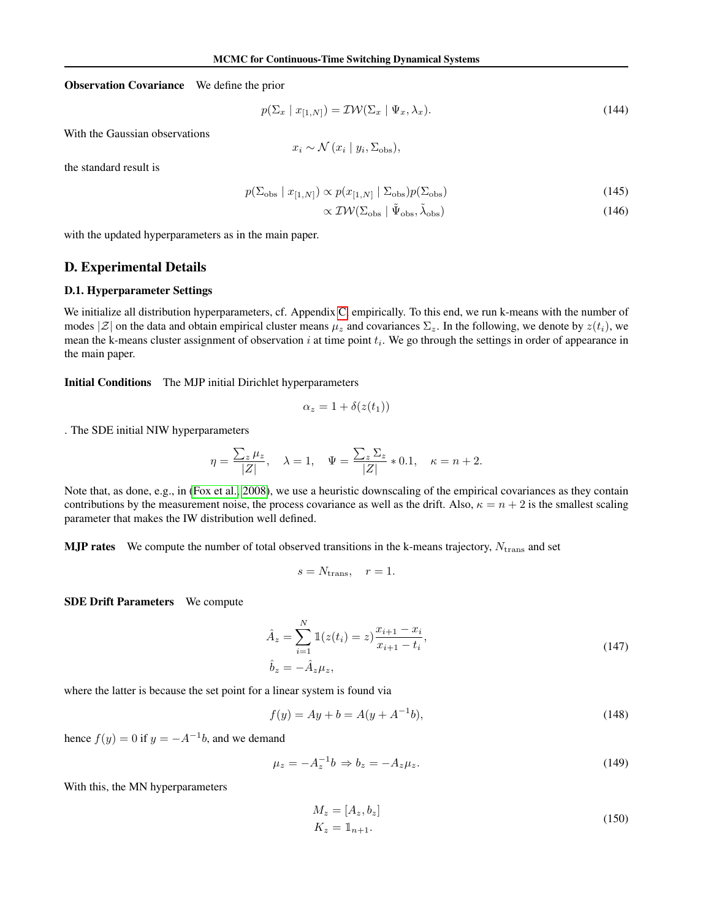**Observation Covariance** We define the prior

$$p(\Sigma_x \mid x_{[1,N]}) = \mathcal{IW}(\Sigma_x \mid \Psi_x, \lambda_x). \tag{144}$$

With the Gaussian observations

$$x_i \sim \mathcal{N}(x_i \mid y_i, \Sigma_{\text{obs}}),$$

the standard result is

$$p(\Sigma_{\text{obs}} \mid x_{[1,N]}) \propto p(x_{[1,N]} \mid \Sigma_{\text{obs}}) p(\Sigma_{\text{obs}}) \tag{145}$$

$$\propto \mathcal{IW}(\Sigma_{\text{obs}} \mid \tilde{\Psi}_{\text{obs}}, \tilde{\lambda}_{\text{obs}}) \tag{146}$$

with the updated hyperparameters as in the main paper.

## D. Experimental Details

### D.1. Hyperparameter Settings

We initialize all distribution hyperparameters, cf. Appendix C, empirically. To this end, we run k-means with the number of modes $|\mathcal{Z}|$ on the data and obtain empirical cluster means $\mu_z$ and covariances $\Sigma_z$. In the following, we denote by $z(t_i)$, we mean the k-means cluster assignment of observation $i$ at time point $t_i$. We go through the settings in order of appearance in the main paper.

**Initial Conditions** The MJP initial Dirichlet hyperparameters

$$\alpha_z = 1 + \delta(z(t_1))$$

. The SDE initial NIW hyperparameters

$$\eta = \frac{\sum_z \mu_z}{|Z|}, \quad \lambda = 1, \quad \Psi = \frac{\sum_z \Sigma_z}{|Z|} * 0.1, \quad \kappa = n + 2.$$

Note that, as done, e.g., in (Fox et al., 2008), we use a heuristic downscaling of the empirical covariances as they contain contributions by the measurement noise, the process covariance as well as the drift. Also, $\kappa = n + 2$ is the smallest scaling parameter that makes the IW distribution well defined.

**MJP rates** We compute the number of total observed transitions in the k-means trajectory, $N_{\text{trans}}$ and set

$$s = N_{\text{trans}}, \quad r = 1.$$

**SDE Drift Parameters** We compute

$$\begin{aligned} \hat{A}_z &= \sum_{i=1}^{N} \mathbb{1}(z(t_i) = z) \frac{x_{i+1} - x_i}{x_{i+1} - t_i}, \\ \hat{b}_z &= -\hat{A}_z \mu_z, \end{aligned} \tag{147}$$

where the latter is because the set point for a linear system is found via

$$f(y) = Ay + b = A(y + A^{-1}b), \tag{148}$$

hence $f(y) = 0$ if $y = -A^{-1}b$, and we demand

$$\mu_z = -A_z^{-1} b \Rightarrow b_z = -A_z \mu_z. \tag{149}$$

With this, the MN hyperparameters

$$\begin{aligned} M_z &= [A_z, b_z] \\ K_z &= \mathbb{1}_{n+1}. \end{aligned} \tag{150}$$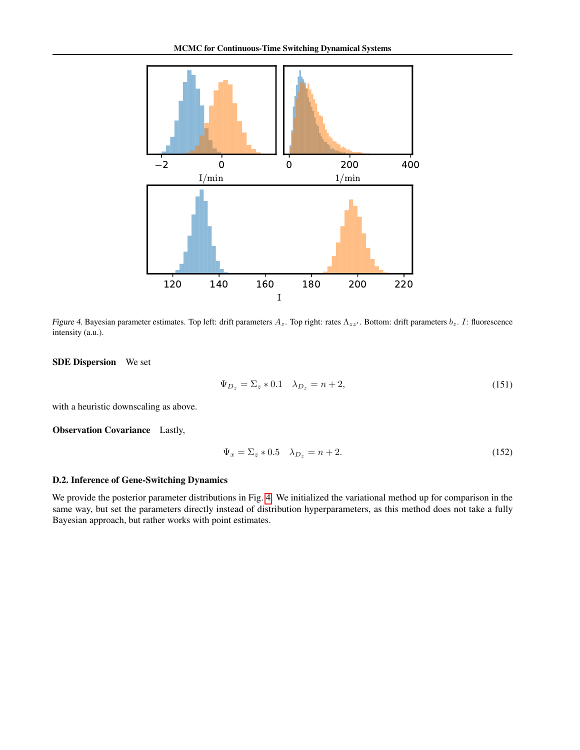−2
0
I/min

0
200
400
1/min

120
140
160
180
200
220
I

*Figure 4.* Bayesian parameter estimates. Top left: drift parameters $A_z$. Top right: rates $\Lambda_{zz'}$. Bottom: drift parameters $b_z$. $I$: fluorescence intensity (a.u.).

**SDE Dispersion** We set

$$\Psi_{D_z} = \Sigma_z * 0.1 \quad \lambda_{D_z} = n + 2, \tag{151}$$

with a heuristic downscaling as above.

**Observation Covariance** Lastly,

$$\Psi_x = \Sigma_z * 0.5 \quad \lambda_{D_z} = n + 2. \tag{152}$$

### D.2. Inference of Gene-Switching Dynamics

We provide the posterior parameter distributions in Fig. 4. We initialized the variational method up for comparison in the same way, but set the parameters directly instead of distribution hyperparameters, as this method does not take a fully Bayesian approach, but rather works with point estimates.